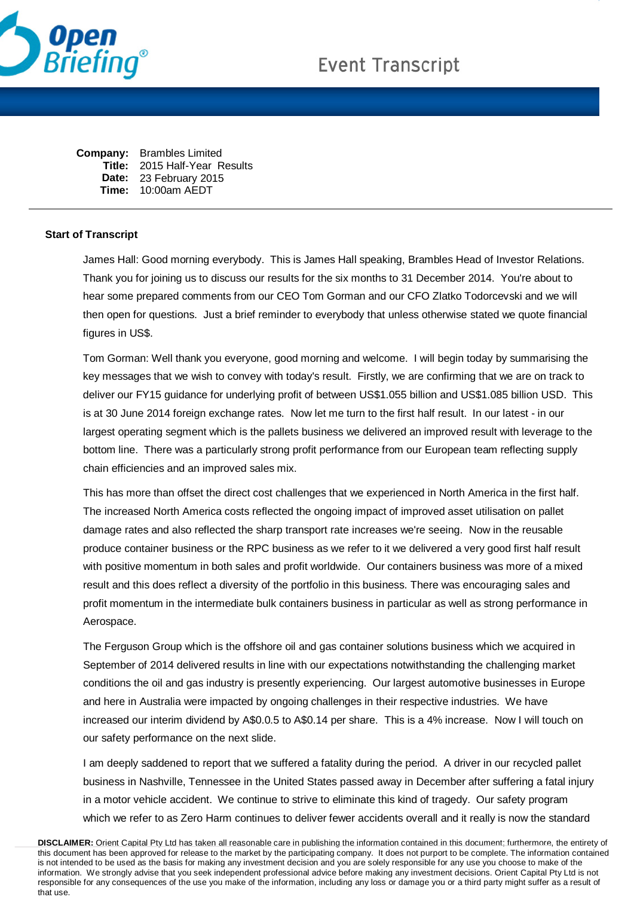# Event Transcript

**Company:** Brambles Limited
**Title:** 2015 Half-Year Results
**Date:** 23 February 2015
**Time:** 10:00am AEDT

---

**Start of Transcript**

James Hall: Good morning everybody. This is James Hall speaking, Brambles Head of Investor Relations. Thank you for joining us to discuss our results for the six months to 31 December 2014. You're about to hear some prepared comments from our CEO Tom Gorman and our CFO Zlatko Todorcevski and we will then open for questions. Just a brief reminder to everybody that unless otherwise stated we quote financial figures in US$.

Tom Gorman: Well thank you everyone, good morning and welcome. I will begin today by summarising the key messages that we wish to convey with today's result. Firstly, we are confirming that we are on track to deliver our FY15 guidance for underlying profit of between US$1.055 billion and US$1.085 billion USD. This is at 30 June 2014 foreign exchange rates. Now let me turn to the first half result. In our latest - in our largest operating segment which is the pallets business we delivered an improved result with leverage to the bottom line. There was a particularly strong profit performance from our European team reflecting supply chain efficiencies and an improved sales mix.

This has more than offset the direct cost challenges that we experienced in North America in the first half. The increased North America costs reflected the ongoing impact of improved asset utilisation on pallet damage rates and also reflected the sharp transport rate increases we're seeing. Now in the reusable produce container business or the RPC business as we refer to it we delivered a very good first half result with positive momentum in both sales and profit worldwide. Our containers business was more of a mixed result and this does reflect a diversity of the portfolio in this business. There was encouraging sales and profit momentum in the intermediate bulk containers business in particular as well as strong performance in Aerospace.

The Ferguson Group which is the offshore oil and gas container solutions business which we acquired in September of 2014 delivered results in line with our expectations notwithstanding the challenging market conditions the oil and gas industry is presently experiencing. Our largest automotive businesses in Europe and here in Australia were impacted by ongoing challenges in their respective industries. We have increased our interim dividend by A$0.0.5 to A$0.14 per share. This is a 4% increase. Now I will touch on our safety performance on the next slide.

I am deeply saddened to report that we suffered a fatality during the period. A driver in our recycled pallet business in Nashville, Tennessee in the United States passed away in December after suffering a fatal injury in a motor vehicle accident. We continue to strive to eliminate this kind of tragedy. Our safety program which we refer to as Zero Harm continues to deliver fewer accidents overall and it really is now the standard

**DISCLAIMER:** Orient Capital Pty Ltd has taken all reasonable care in publishing the information contained in this document; furthermore, the entirety of this document has been approved for release to the market by the participating company. It does not purport to be complete. The information contained is not intended to be used as the basis for making any investment decision and you are solely responsible for any use you choose to make of the information. We strongly advise that you seek independent professional advice before making any investment decisions. Orient Capital Pty Ltd is not responsible for any consequences of the use you make of the information, including any loss or damage you or a third party might suffer as a result of that use.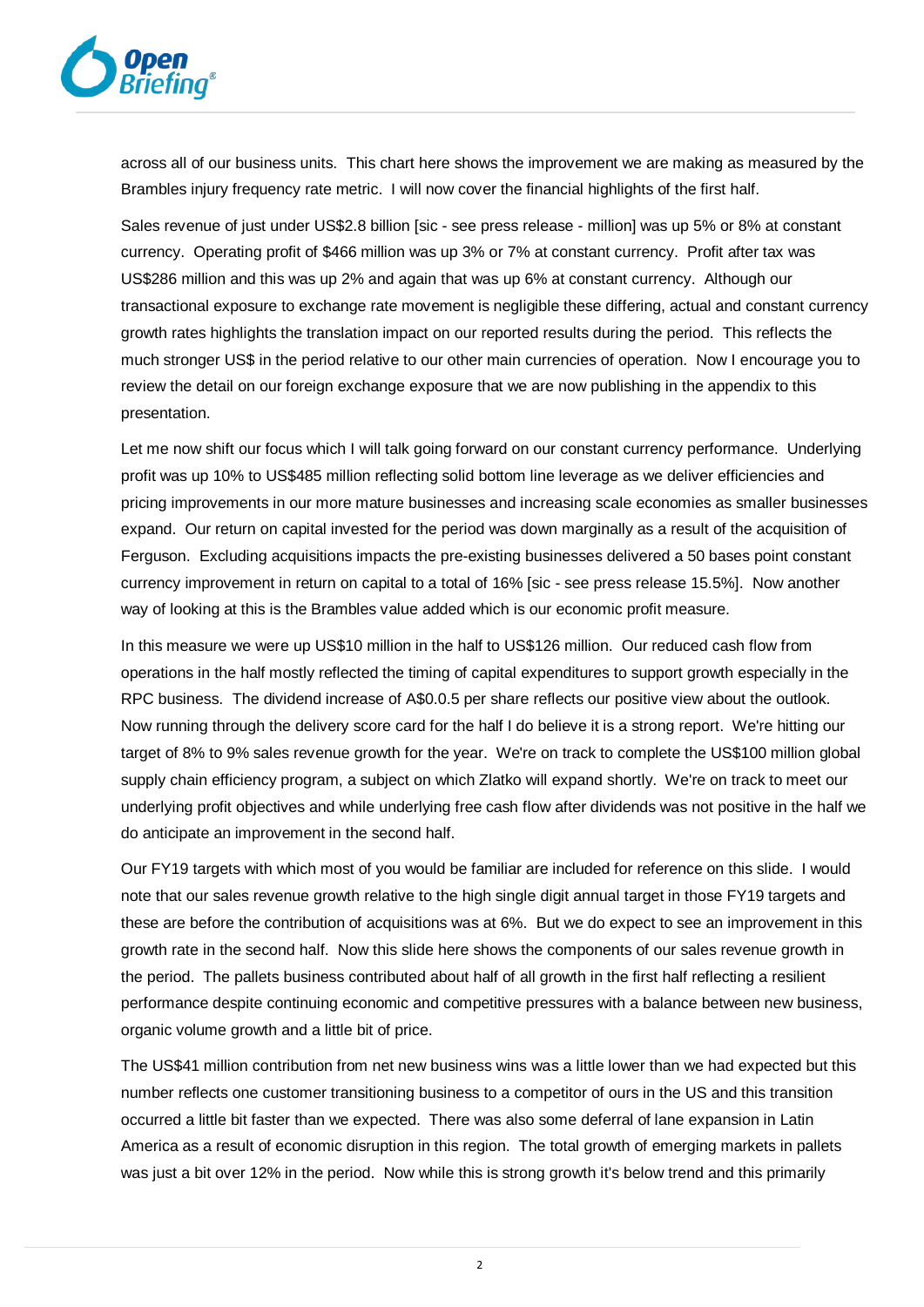across all of our business units. This chart here shows the improvement we are making as measured by the Brambles injury frequency rate metric. I will now cover the financial highlights of the first half.

Sales revenue of just under US$2.8 billion [sic - see press release - million] was up 5% or 8% at constant currency. Operating profit of $466 million was up 3% or 7% at constant currency. Profit after tax was US$286 million and this was up 2% and again that was up 6% at constant currency. Although our transactional exposure to exchange rate movement is negligible these differing, actual and constant currency growth rates highlights the translation impact on our reported results during the period. This reflects the much stronger US$ in the period relative to our other main currencies of operation. Now I encourage you to review the detail on our foreign exchange exposure that we are now publishing in the appendix to this presentation.

Let me now shift our focus which I will talk going forward on our constant currency performance. Underlying profit was up 10% to US$485 million reflecting solid bottom line leverage as we deliver efficiencies and pricing improvements in our more mature businesses and increasing scale economies as smaller businesses expand. Our return on capital invested for the period was down marginally as a result of the acquisition of Ferguson. Excluding acquisitions impacts the pre-existing businesses delivered a 50 bases point constant currency improvement in return on capital to a total of 16% [sic - see press release 15.5%]. Now another way of looking at this is the Brambles value added which is our economic profit measure.

In this measure we were up US$10 million in the half to US$126 million. Our reduced cash flow from operations in the half mostly reflected the timing of capital expenditures to support growth especially in the RPC business. The dividend increase of A$0.0.5 per share reflects our positive view about the outlook. Now running through the delivery score card for the half I do believe it is a strong report. We're hitting our target of 8% to 9% sales revenue growth for the year. We're on track to complete the US$100 million global supply chain efficiency program, a subject on which Zlatko will expand shortly. We're on track to meet our underlying profit objectives and while underlying free cash flow after dividends was not positive in the half we do anticipate an improvement in the second half.

Our FY19 targets with which most of you would be familiar are included for reference on this slide. I would note that our sales revenue growth relative to the high single digit annual target in those FY19 targets and these are before the contribution of acquisitions was at 6%. But we do expect to see an improvement in this growth rate in the second half. Now this slide here shows the components of our sales revenue growth in the period. The pallets business contributed about half of all growth in the first half reflecting a resilient performance despite continuing economic and competitive pressures with a balance between new business, organic volume growth and a little bit of price.

The US$41 million contribution from net new business wins was a little lower than we had expected but this number reflects one customer transitioning business to a competitor of ours in the US and this transition occurred a little bit faster than we expected. There was also some deferral of lane expansion in Latin America as a result of economic disruption in this region. The total growth of emerging markets in pallets was just a bit over 12% in the period. Now while this is strong growth it's below trend and this primarily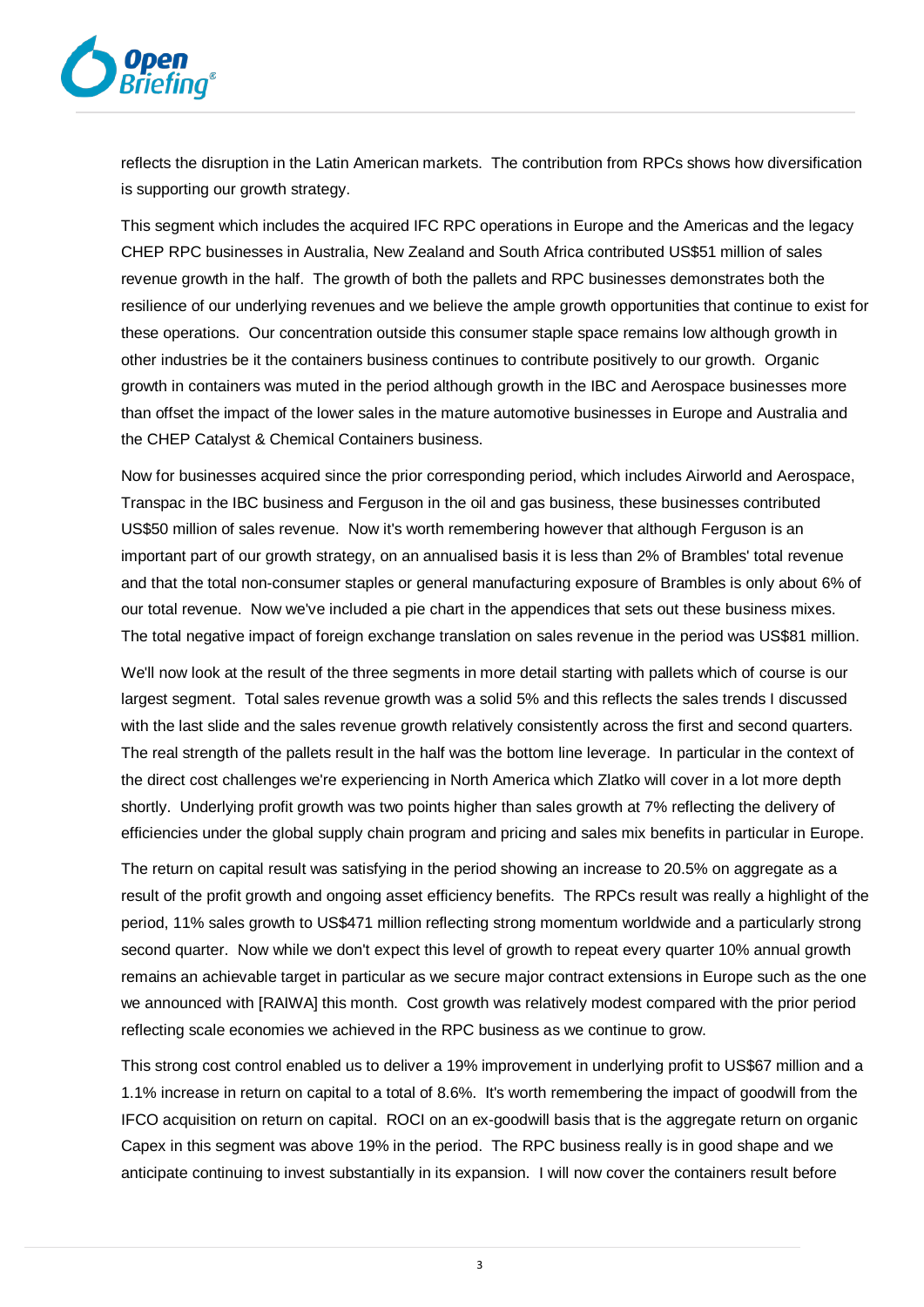reflects the disruption in the Latin American markets. The contribution from RPCs shows how diversification is supporting our growth strategy.

This segment which includes the acquired IFC RPC operations in Europe and the Americas and the legacy CHEP RPC businesses in Australia, New Zealand and South Africa contributed US$51 million of sales revenue growth in the half. The growth of both the pallets and RPC businesses demonstrates both the resilience of our underlying revenues and we believe the ample growth opportunities that continue to exist for these operations. Our concentration outside this consumer staple space remains low although growth in other industries be it the containers business continues to contribute positively to our growth. Organic growth in containers was muted in the period although growth in the IBC and Aerospace businesses more than offset the impact of the lower sales in the mature automotive businesses in Europe and Australia and the CHEP Catalyst & Chemical Containers business.

Now for businesses acquired since the prior corresponding period, which includes Airworld and Aerospace, Transpac in the IBC business and Ferguson in the oil and gas business, these businesses contributed US$50 million of sales revenue. Now it's worth remembering however that although Ferguson is an important part of our growth strategy, on an annualised basis it is less than 2% of Brambles' total revenue and that the total non-consumer staples or general manufacturing exposure of Brambles is only about 6% of our total revenue. Now we've included a pie chart in the appendices that sets out these business mixes. The total negative impact of foreign exchange translation on sales revenue in the period was US$81 million.

We'll now look at the result of the three segments in more detail starting with pallets which of course is our largest segment. Total sales revenue growth was a solid 5% and this reflects the sales trends I discussed with the last slide and the sales revenue growth relatively consistently across the first and second quarters. The real strength of the pallets result in the half was the bottom line leverage. In particular in the context of the direct cost challenges we're experiencing in North America which Zlatko will cover in a lot more depth shortly. Underlying profit growth was two points higher than sales growth at 7% reflecting the delivery of efficiencies under the global supply chain program and pricing and sales mix benefits in particular in Europe.

The return on capital result was satisfying in the period showing an increase to 20.5% on aggregate as a result of the profit growth and ongoing asset efficiency benefits. The RPCs result was really a highlight of the period, 11% sales growth to US$471 million reflecting strong momentum worldwide and a particularly strong second quarter. Now while we don't expect this level of growth to repeat every quarter 10% annual growth remains an achievable target in particular as we secure major contract extensions in Europe such as the one we announced with [RAIWA] this month. Cost growth was relatively modest compared with the prior period reflecting scale economies we achieved in the RPC business as we continue to grow.

This strong cost control enabled us to deliver a 19% improvement in underlying profit to US$67 million and a 1.1% increase in return on capital to a total of 8.6%. It's worth remembering the impact of goodwill from the IFCO acquisition on return on capital. ROCI on an ex-goodwill basis that is the aggregate return on organic Capex in this segment was above 19% in the period. The RPC business really is in good shape and we anticipate continuing to invest substantially in its expansion. I will now cover the containers result before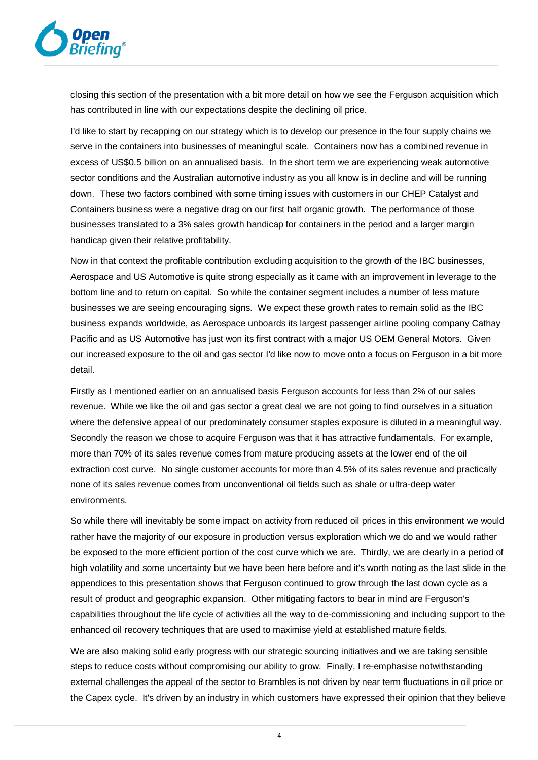closing this section of the presentation with a bit more detail on how we see the Ferguson acquisition which has contributed in line with our expectations despite the declining oil price.

I'd like to start by recapping on our strategy which is to develop our presence in the four supply chains we serve in the containers into businesses of meaningful scale. Containers now has a combined revenue in excess of US$0.5 billion on an annualised basis. In the short term we are experiencing weak automotive sector conditions and the Australian automotive industry as you all know is in decline and will be running down. These two factors combined with some timing issues with customers in our CHEP Catalyst and Containers business were a negative drag on our first half organic growth. The performance of those businesses translated to a 3% sales growth handicap for containers in the period and a larger margin handicap given their relative profitability.

Now in that context the profitable contribution excluding acquisition to the growth of the IBC businesses, Aerospace and US Automotive is quite strong especially as it came with an improvement in leverage to the bottom line and to return on capital. So while the container segment includes a number of less mature businesses we are seeing encouraging signs. We expect these growth rates to remain solid as the IBC business expands worldwide, as Aerospace unboards its largest passenger airline pooling company Cathay Pacific and as US Automotive has just won its first contract with a major US OEM General Motors. Given our increased exposure to the oil and gas sector I'd like now to move onto a focus on Ferguson in a bit more detail.

Firstly as I mentioned earlier on an annualised basis Ferguson accounts for less than 2% of our sales revenue. While we like the oil and gas sector a great deal we are not going to find ourselves in a situation where the defensive appeal of our predominately consumer staples exposure is diluted in a meaningful way. Secondly the reason we chose to acquire Ferguson was that it has attractive fundamentals. For example, more than 70% of its sales revenue comes from mature producing assets at the lower end of the oil extraction cost curve. No single customer accounts for more than 4.5% of its sales revenue and practically none of its sales revenue comes from unconventional oil fields such as shale or ultra-deep water environments.

So while there will inevitably be some impact on activity from reduced oil prices in this environment we would rather have the majority of our exposure in production versus exploration which we do and we would rather be exposed to the more efficient portion of the cost curve which we are. Thirdly, we are clearly in a period of high volatility and some uncertainty but we have been here before and it's worth noting as the last slide in the appendices to this presentation shows that Ferguson continued to grow through the last down cycle as a result of product and geographic expansion. Other mitigating factors to bear in mind are Ferguson's capabilities throughout the life cycle of activities all the way to de-commissioning and including support to the enhanced oil recovery techniques that are used to maximise yield at established mature fields.

We are also making solid early progress with our strategic sourcing initiatives and we are taking sensible steps to reduce costs without compromising our ability to grow. Finally, I re-emphasise notwithstanding external challenges the appeal of the sector to Brambles is not driven by near term fluctuations in oil price or the Capex cycle. It's driven by an industry in which customers have expressed their opinion that they believe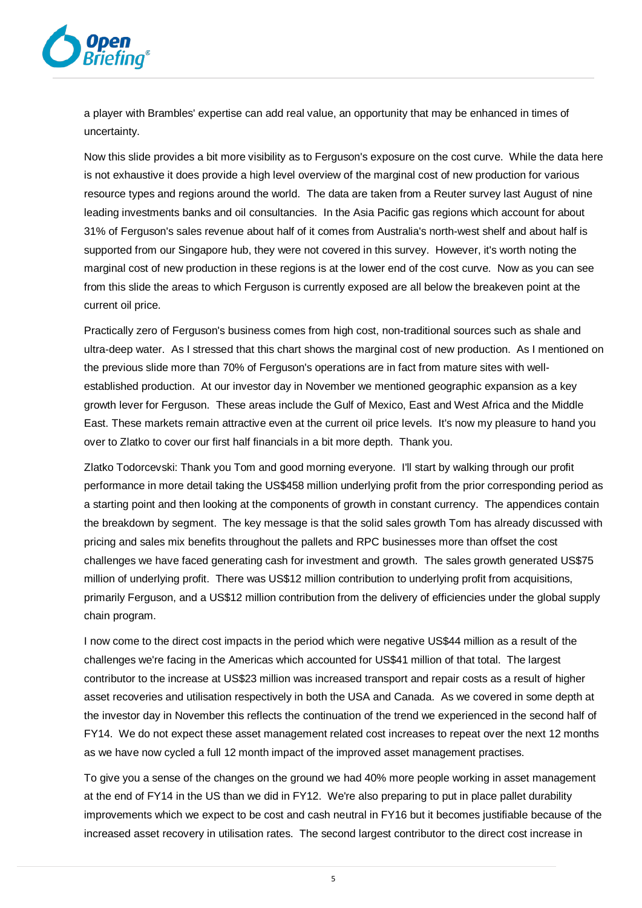a player with Brambles' expertise can add real value, an opportunity that may be enhanced in times of uncertainty.

Now this slide provides a bit more visibility as to Ferguson's exposure on the cost curve. While the data here is not exhaustive it does provide a high level overview of the marginal cost of new production for various resource types and regions around the world. The data are taken from a Reuter survey last August of nine leading investments banks and oil consultancies. In the Asia Pacific gas regions which account for about 31% of Ferguson's sales revenue about half of it comes from Australia's north-west shelf and about half is supported from our Singapore hub, they were not covered in this survey. However, it's worth noting the marginal cost of new production in these regions is at the lower end of the cost curve. Now as you can see from this slide the areas to which Ferguson is currently exposed are all below the breakeven point at the current oil price.

Practically zero of Ferguson's business comes from high cost, non-traditional sources such as shale and ultra-deep water. As I stressed that this chart shows the marginal cost of new production. As I mentioned on the previous slide more than 70% of Ferguson's operations are in fact from mature sites with well-established production. At our investor day in November we mentioned geographic expansion as a key growth lever for Ferguson. These areas include the Gulf of Mexico, East and West Africa and the Middle East. These markets remain attractive even at the current oil price levels. It's now my pleasure to hand you over to Zlatko to cover our first half financials in a bit more depth. Thank you.

Zlatko Todorcevski: Thank you Tom and good morning everyone. I'll start by walking through our profit performance in more detail taking the US$458 million underlying profit from the prior corresponding period as a starting point and then looking at the components of growth in constant currency. The appendices contain the breakdown by segment. The key message is that the solid sales growth Tom has already discussed with pricing and sales mix benefits throughout the pallets and RPC businesses more than offset the cost challenges we have faced generating cash for investment and growth. The sales growth generated US$75 million of underlying profit. There was US$12 million contribution to underlying profit from acquisitions, primarily Ferguson, and a US$12 million contribution from the delivery of efficiencies under the global supply chain program.

I now come to the direct cost impacts in the period which were negative US$44 million as a result of the challenges we're facing in the Americas which accounted for US$41 million of that total. The largest contributor to the increase at US$23 million was increased transport and repair costs as a result of higher asset recoveries and utilisation respectively in both the USA and Canada. As we covered in some depth at the investor day in November this reflects the continuation of the trend we experienced in the second half of FY14. We do not expect these asset management related cost increases to repeat over the next 12 months as we have now cycled a full 12 month impact of the improved asset management practises.

To give you a sense of the changes on the ground we had 40% more people working in asset management at the end of FY14 in the US than we did in FY12. We're also preparing to put in place pallet durability improvements which we expect to be cost and cash neutral in FY16 but it becomes justifiable because of the increased asset recovery in utilisation rates. The second largest contributor to the direct cost increase in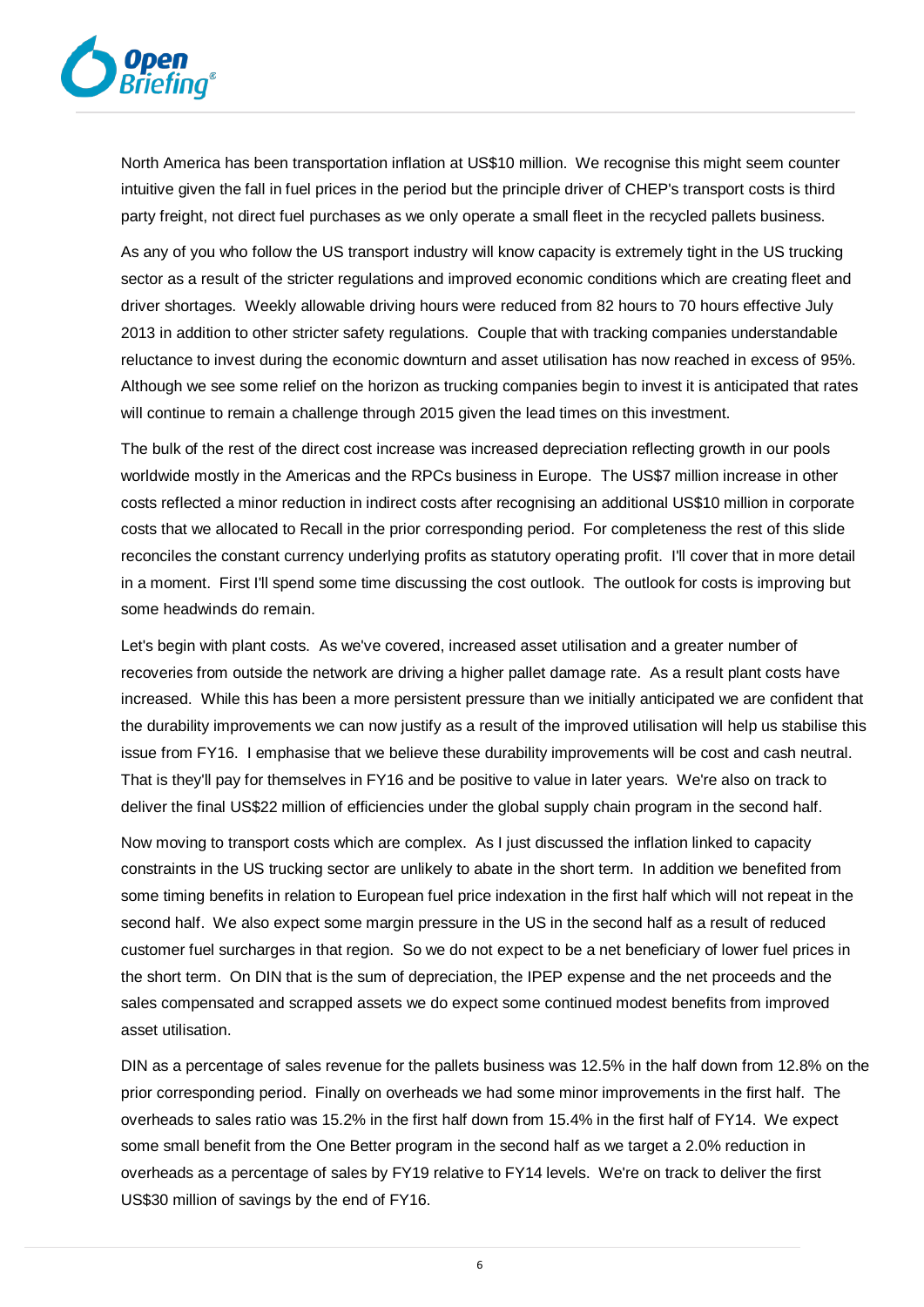North America has been transportation inflation at US$10 million. We recognise this might seem counter intuitive given the fall in fuel prices in the period but the principle driver of CHEP's transport costs is third party freight, not direct fuel purchases as we only operate a small fleet in the recycled pallets business.

As any of you who follow the US transport industry will know capacity is extremely tight in the US trucking sector as a result of the stricter regulations and improved economic conditions which are creating fleet and driver shortages. Weekly allowable driving hours were reduced from 82 hours to 70 hours effective July 2013 in addition to other stricter safety regulations. Couple that with tracking companies understandable reluctance to invest during the economic downturn and asset utilisation has now reached in excess of 95%. Although we see some relief on the horizon as trucking companies begin to invest it is anticipated that rates will continue to remain a challenge through 2015 given the lead times on this investment.

The bulk of the rest of the direct cost increase was increased depreciation reflecting growth in our pools worldwide mostly in the Americas and the RPCs business in Europe. The US$7 million increase in other costs reflected a minor reduction in indirect costs after recognising an additional US$10 million in corporate costs that we allocated to Recall in the prior corresponding period. For completeness the rest of this slide reconciles the constant currency underlying profits as statutory operating profit. I'll cover that in more detail in a moment. First I'll spend some time discussing the cost outlook. The outlook for costs is improving but some headwinds do remain.

Let's begin with plant costs. As we've covered, increased asset utilisation and a greater number of recoveries from outside the network are driving a higher pallet damage rate. As a result plant costs have increased. While this has been a more persistent pressure than we initially anticipated we are confident that the durability improvements we can now justify as a result of the improved utilisation will help us stabilise this issue from FY16. I emphasise that we believe these durability improvements will be cost and cash neutral. That is they'll pay for themselves in FY16 and be positive to value in later years. We're also on track to deliver the final US$22 million of efficiencies under the global supply chain program in the second half.

Now moving to transport costs which are complex. As I just discussed the inflation linked to capacity constraints in the US trucking sector are unlikely to abate in the short term. In addition we benefited from some timing benefits in relation to European fuel price indexation in the first half which will not repeat in the second half. We also expect some margin pressure in the US in the second half as a result of reduced customer fuel surcharges in that region. So we do not expect to be a net beneficiary of lower fuel prices in the short term. On DIN that is the sum of depreciation, the IPEP expense and the net proceeds and the sales compensated and scrapped assets we do expect some continued modest benefits from improved asset utilisation.

DIN as a percentage of sales revenue for the pallets business was 12.5% in the half down from 12.8% on the prior corresponding period. Finally on overheads we had some minor improvements in the first half. The overheads to sales ratio was 15.2% in the first half down from 15.4% in the first half of FY14. We expect some small benefit from the One Better program in the second half as we target a 2.0% reduction in overheads as a percentage of sales by FY19 relative to FY14 levels. We're on track to deliver the first US$30 million of savings by the end of FY16.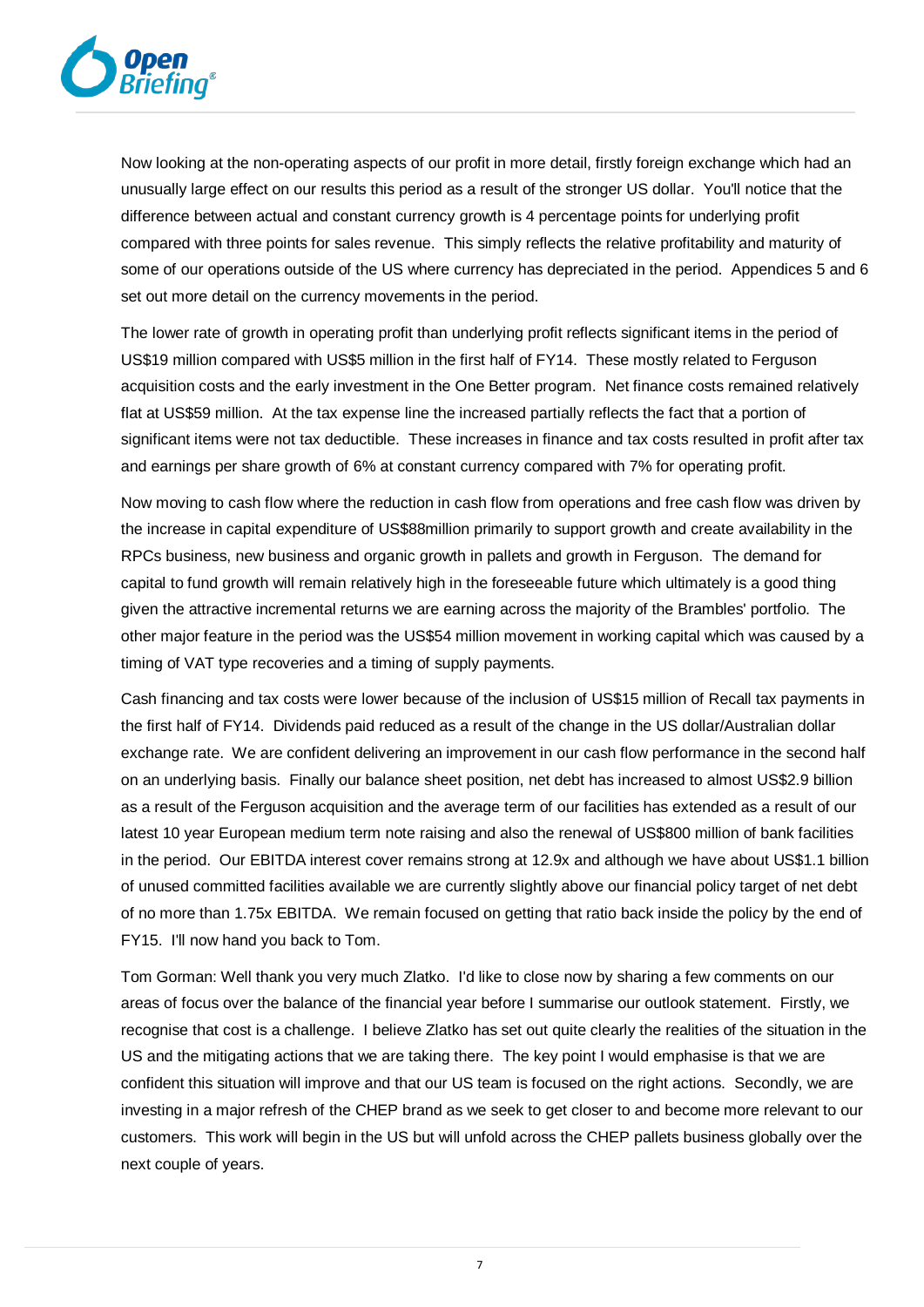Now looking at the non-operating aspects of our profit in more detail, firstly foreign exchange which had an unusually large effect on our results this period as a result of the stronger US dollar. You'll notice that the difference between actual and constant currency growth is 4 percentage points for underlying profit compared with three points for sales revenue. This simply reflects the relative profitability and maturity of some of our operations outside of the US where currency has depreciated in the period. Appendices 5 and 6 set out more detail on the currency movements in the period.

The lower rate of growth in operating profit than underlying profit reflects significant items in the period of US$19 million compared with US$5 million in the first half of FY14. These mostly related to Ferguson acquisition costs and the early investment in the One Better program. Net finance costs remained relatively flat at US$59 million. At the tax expense line the increased partially reflects the fact that a portion of significant items were not tax deductible. These increases in finance and tax costs resulted in profit after tax and earnings per share growth of 6% at constant currency compared with 7% for operating profit.

Now moving to cash flow where the reduction in cash flow from operations and free cash flow was driven by the increase in capital expenditure of US$88million primarily to support growth and create availability in the RPCs business, new business and organic growth in pallets and growth in Ferguson. The demand for capital to fund growth will remain relatively high in the foreseeable future which ultimately is a good thing given the attractive incremental returns we are earning across the majority of the Brambles' portfolio. The other major feature in the period was the US$54 million movement in working capital which was caused by a timing of VAT type recoveries and a timing of supply payments.

Cash financing and tax costs were lower because of the inclusion of US$15 million of Recall tax payments in the first half of FY14. Dividends paid reduced as a result of the change in the US dollar/Australian dollar exchange rate. We are confident delivering an improvement in our cash flow performance in the second half on an underlying basis. Finally our balance sheet position, net debt has increased to almost US$2.9 billion as a result of the Ferguson acquisition and the average term of our facilities has extended as a result of our latest 10 year European medium term note raising and also the renewal of US$800 million of bank facilities in the period. Our EBITDA interest cover remains strong at 12.9x and although we have about US$1.1 billion of unused committed facilities available we are currently slightly above our financial policy target of net debt of no more than 1.75x EBITDA. We remain focused on getting that ratio back inside the policy by the end of FY15. I'll now hand you back to Tom.

Tom Gorman: Well thank you very much Zlatko. I'd like to close now by sharing a few comments on our areas of focus over the balance of the financial year before I summarise our outlook statement. Firstly, we recognise that cost is a challenge. I believe Zlatko has set out quite clearly the realities of the situation in the US and the mitigating actions that we are taking there. The key point I would emphasise is that we are confident this situation will improve and that our US team is focused on the right actions. Secondly, we are investing in a major refresh of the CHEP brand as we seek to get closer to and become more relevant to our customers. This work will begin in the US but will unfold across the CHEP pallets business globally over the next couple of years.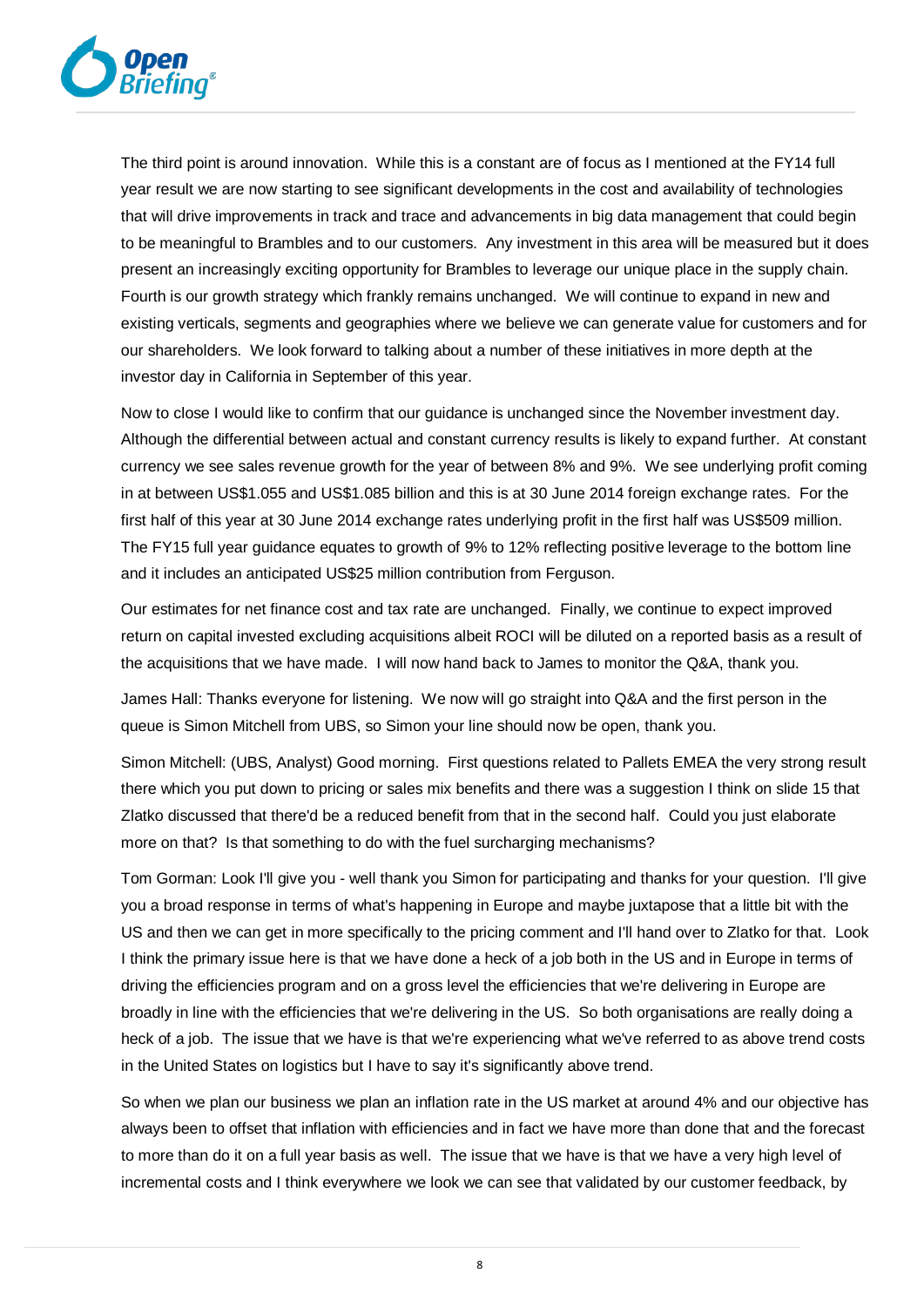The third point is around innovation. While this is a constant are of focus as I mentioned at the FY14 full year result we are now starting to see significant developments in the cost and availability of technologies that will drive improvements in track and trace and advancements in big data management that could begin to be meaningful to Brambles and to our customers. Any investment in this area will be measured but it does present an increasingly exciting opportunity for Brambles to leverage our unique place in the supply chain. Fourth is our growth strategy which frankly remains unchanged. We will continue to expand in new and existing verticals, segments and geographies where we believe we can generate value for customers and for our shareholders. We look forward to talking about a number of these initiatives in more depth at the investor day in California in September of this year.

Now to close I would like to confirm that our guidance is unchanged since the November investment day. Although the differential between actual and constant currency results is likely to expand further. At constant currency we see sales revenue growth for the year of between 8% and 9%. We see underlying profit coming in at between US$1.055 and US$1.085 billion and this is at 30 June 2014 foreign exchange rates. For the first half of this year at 30 June 2014 exchange rates underlying profit in the first half was US$509 million. The FY15 full year guidance equates to growth of 9% to 12% reflecting positive leverage to the bottom line and it includes an anticipated US$25 million contribution from Ferguson.

Our estimates for net finance cost and tax rate are unchanged. Finally, we continue to expect improved return on capital invested excluding acquisitions albeit ROCI will be diluted on a reported basis as a result of the acquisitions that we have made. I will now hand back to James to monitor the Q&A, thank you.

James Hall: Thanks everyone for listening. We now will go straight into Q&A and the first person in the queue is Simon Mitchell from UBS, so Simon your line should now be open, thank you.

Simon Mitchell: (UBS, Analyst) Good morning. First questions related to Pallets EMEA the very strong result there which you put down to pricing or sales mix benefits and there was a suggestion I think on slide 15 that Zlatko discussed that there'd be a reduced benefit from that in the second half. Could you just elaborate more on that? Is that something to do with the fuel surcharging mechanisms?

Tom Gorman: Look I'll give you - well thank you Simon for participating and thanks for your question. I'll give you a broad response in terms of what's happening in Europe and maybe juxtapose that a little bit with the US and then we can get in more specifically to the pricing comment and I'll hand over to Zlatko for that. Look I think the primary issue here is that we have done a heck of a job both in the US and in Europe in terms of driving the efficiencies program and on a gross level the efficiencies that we're delivering in Europe are broadly in line with the efficiencies that we're delivering in the US. So both organisations are really doing a heck of a job. The issue that we have is that we're experiencing what we've referred to as above trend costs in the United States on logistics but I have to say it's significantly above trend.

So when we plan our business we plan an inflation rate in the US market at around 4% and our objective has always been to offset that inflation with efficiencies and in fact we have more than done that and the forecast to more than do it on a full year basis as well. The issue that we have is that we have a very high level of incremental costs and I think everywhere we look we can see that validated by our customer feedback, by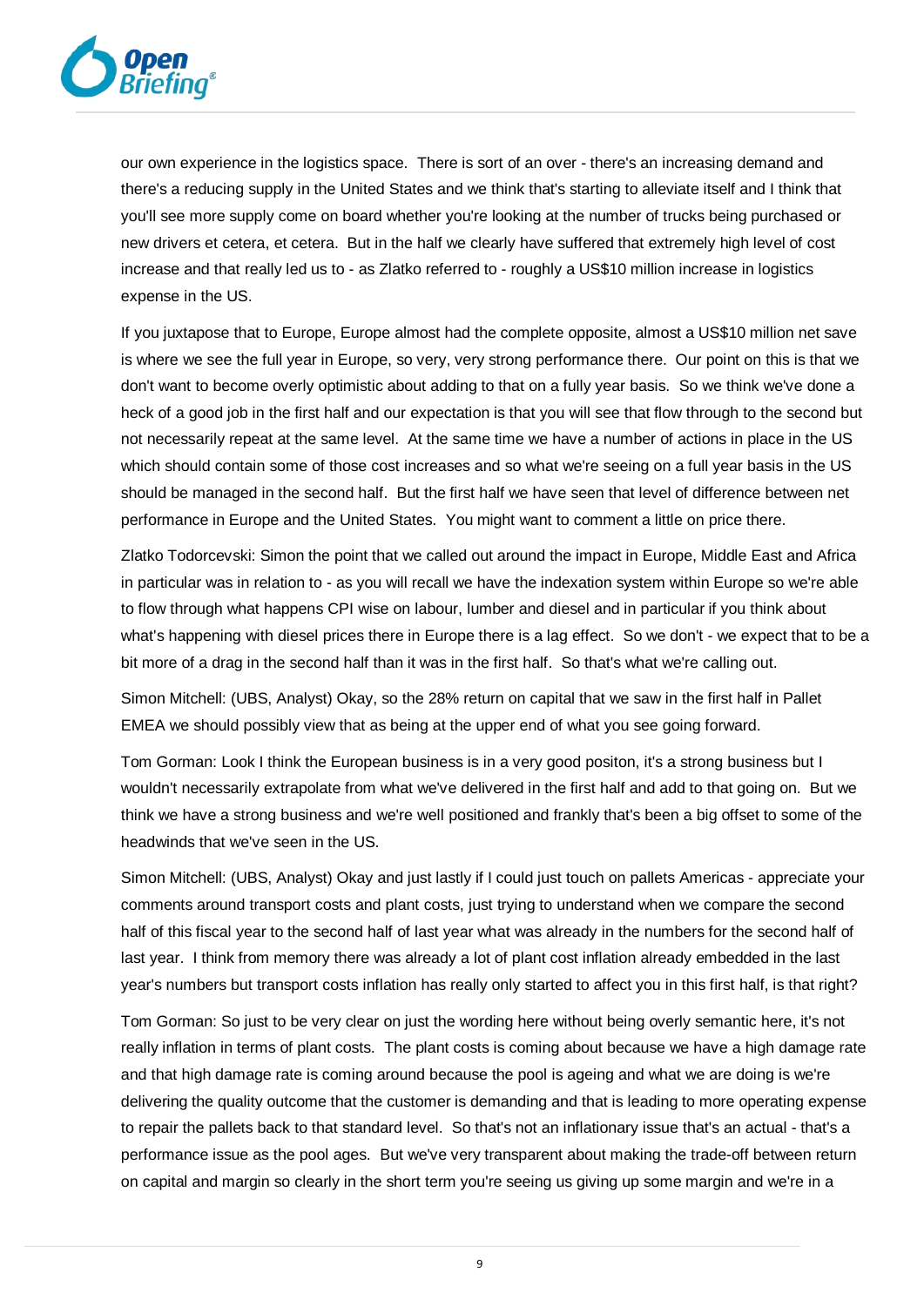our own experience in the logistics space. There is sort of an over - there's an increasing demand and there's a reducing supply in the United States and we think that's starting to alleviate itself and I think that you'll see more supply come on board whether you're looking at the number of trucks being purchased or new drivers et cetera, et cetera. But in the half we clearly have suffered that extremely high level of cost increase and that really led us to - as Zlatko referred to - roughly a US$10 million increase in logistics expense in the US.

If you juxtapose that to Europe, Europe almost had the complete opposite, almost a US$10 million net save is where we see the full year in Europe, so very, very strong performance there. Our point on this is that we don't want to become overly optimistic about adding to that on a fully year basis. So we think we've done a heck of a good job in the first half and our expectation is that you will see that flow through to the second but not necessarily repeat at the same level. At the same time we have a number of actions in place in the US which should contain some of those cost increases and so what we're seeing on a full year basis in the US should be managed in the second half. But the first half we have seen that level of difference between net performance in Europe and the United States. You might want to comment a little on price there.

Zlatko Todorcevski: Simon the point that we called out around the impact in Europe, Middle East and Africa in particular was in relation to - as you will recall we have the indexation system within Europe so we're able to flow through what happens CPI wise on labour, lumber and diesel and in particular if you think about what's happening with diesel prices there in Europe there is a lag effect. So we don't - we expect that to be a bit more of a drag in the second half than it was in the first half. So that's what we're calling out.

Simon Mitchell: (UBS, Analyst) Okay, so the 28% return on capital that we saw in the first half in Pallet EMEA we should possibly view that as being at the upper end of what you see going forward.

Tom Gorman: Look I think the European business is in a very good positon, it's a strong business but I wouldn't necessarily extrapolate from what we've delivered in the first half and add to that going on. But we think we have a strong business and we're well positioned and frankly that's been a big offset to some of the headwinds that we've seen in the US.

Simon Mitchell: (UBS, Analyst) Okay and just lastly if I could just touch on pallets Americas - appreciate your comments around transport costs and plant costs, just trying to understand when we compare the second half of this fiscal year to the second half of last year what was already in the numbers for the second half of last year. I think from memory there was already a lot of plant cost inflation already embedded in the last year's numbers but transport costs inflation has really only started to affect you in this first half, is that right?

Tom Gorman: So just to be very clear on just the wording here without being overly semantic here, it's not really inflation in terms of plant costs. The plant costs is coming about because we have a high damage rate and that high damage rate is coming around because the pool is ageing and what we are doing is we're delivering the quality outcome that the customer is demanding and that is leading to more operating expense to repair the pallets back to that standard level. So that's not an inflationary issue that's an actual - that's a performance issue as the pool ages. But we've very transparent about making the trade-off between return on capital and margin so clearly in the short term you're seeing us giving up some margin and we're in a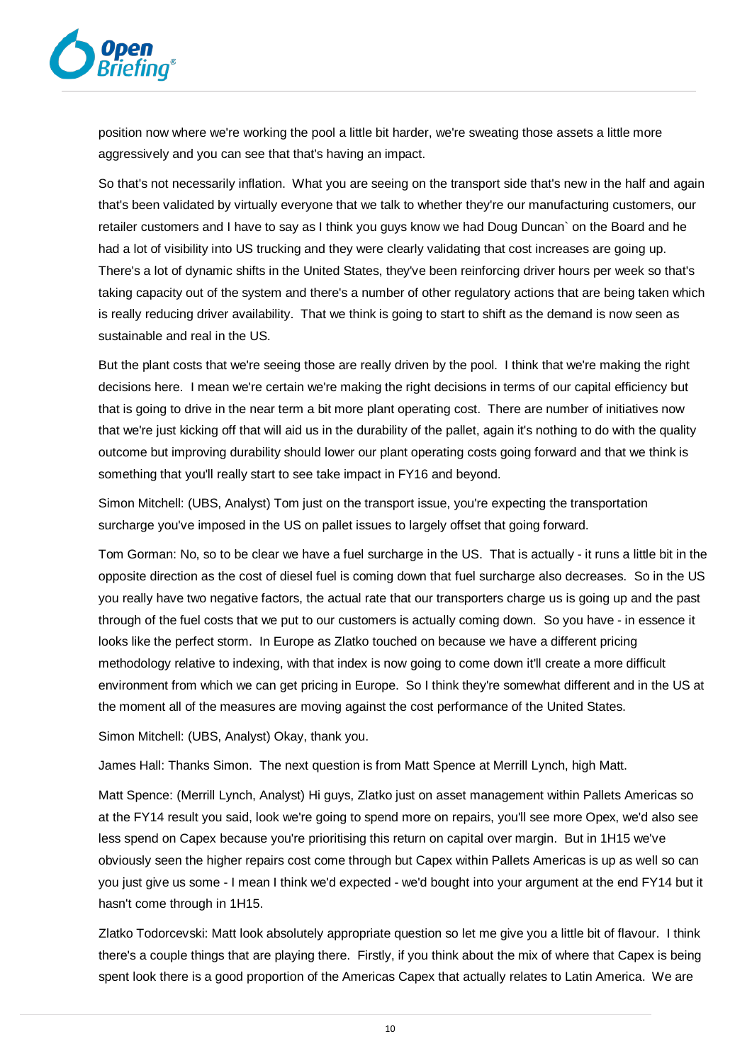position now where we're working the pool a little bit harder, we're sweating those assets a little more aggressively and you can see that that's having an impact.

So that's not necessarily inflation. What you are seeing on the transport side that's new in the half and again that's been validated by virtually everyone that we talk to whether they're our manufacturing customers, our retailer customers and I have to say as I think you guys know we had Doug Duncan` on the Board and he had a lot of visibility into US trucking and they were clearly validating that cost increases are going up. There's a lot of dynamic shifts in the United States, they've been reinforcing driver hours per week so that's taking capacity out of the system and there's a number of other regulatory actions that are being taken which is really reducing driver availability. That we think is going to start to shift as the demand is now seen as sustainable and real in the US.

But the plant costs that we're seeing those are really driven by the pool. I think that we're making the right decisions here. I mean we're certain we're making the right decisions in terms of our capital efficiency but that is going to drive in the near term a bit more plant operating cost. There are number of initiatives now that we're just kicking off that will aid us in the durability of the pallet, again it's nothing to do with the quality outcome but improving durability should lower our plant operating costs going forward and that we think is something that you'll really start to see take impact in FY16 and beyond.

Simon Mitchell: (UBS, Analyst) Tom just on the transport issue, you're expecting the transportation surcharge you've imposed in the US on pallet issues to largely offset that going forward.

Tom Gorman: No, so to be clear we have a fuel surcharge in the US. That is actually - it runs a little bit in the opposite direction as the cost of diesel fuel is coming down that fuel surcharge also decreases. So in the US you really have two negative factors, the actual rate that our transporters charge us is going up and the past through of the fuel costs that we put to our customers is actually coming down. So you have - in essence it looks like the perfect storm. In Europe as Zlatko touched on because we have a different pricing methodology relative to indexing, with that index is now going to come down it'll create a more difficult environment from which we can get pricing in Europe. So I think they're somewhat different and in the US at the moment all of the measures are moving against the cost performance of the United States.

Simon Mitchell: (UBS, Analyst) Okay, thank you.

James Hall: Thanks Simon. The next question is from Matt Spence at Merrill Lynch, high Matt.

Matt Spence: (Merrill Lynch, Analyst) Hi guys, Zlatko just on asset management within Pallets Americas so at the FY14 result you said, look we're going to spend more on repairs, you'll see more Opex, we'd also see less spend on Capex because you're prioritising this return on capital over margin. But in 1H15 we've obviously seen the higher repairs cost come through but Capex within Pallets Americas is up as well so can you just give us some - I mean I think we'd expected - we'd bought into your argument at the end FY14 but it hasn't come through in 1H15.

Zlatko Todorcevski: Matt look absolutely appropriate question so let me give you a little bit of flavour. I think there's a couple things that are playing there. Firstly, if you think about the mix of where that Capex is being spent look there is a good proportion of the Americas Capex that actually relates to Latin America. We are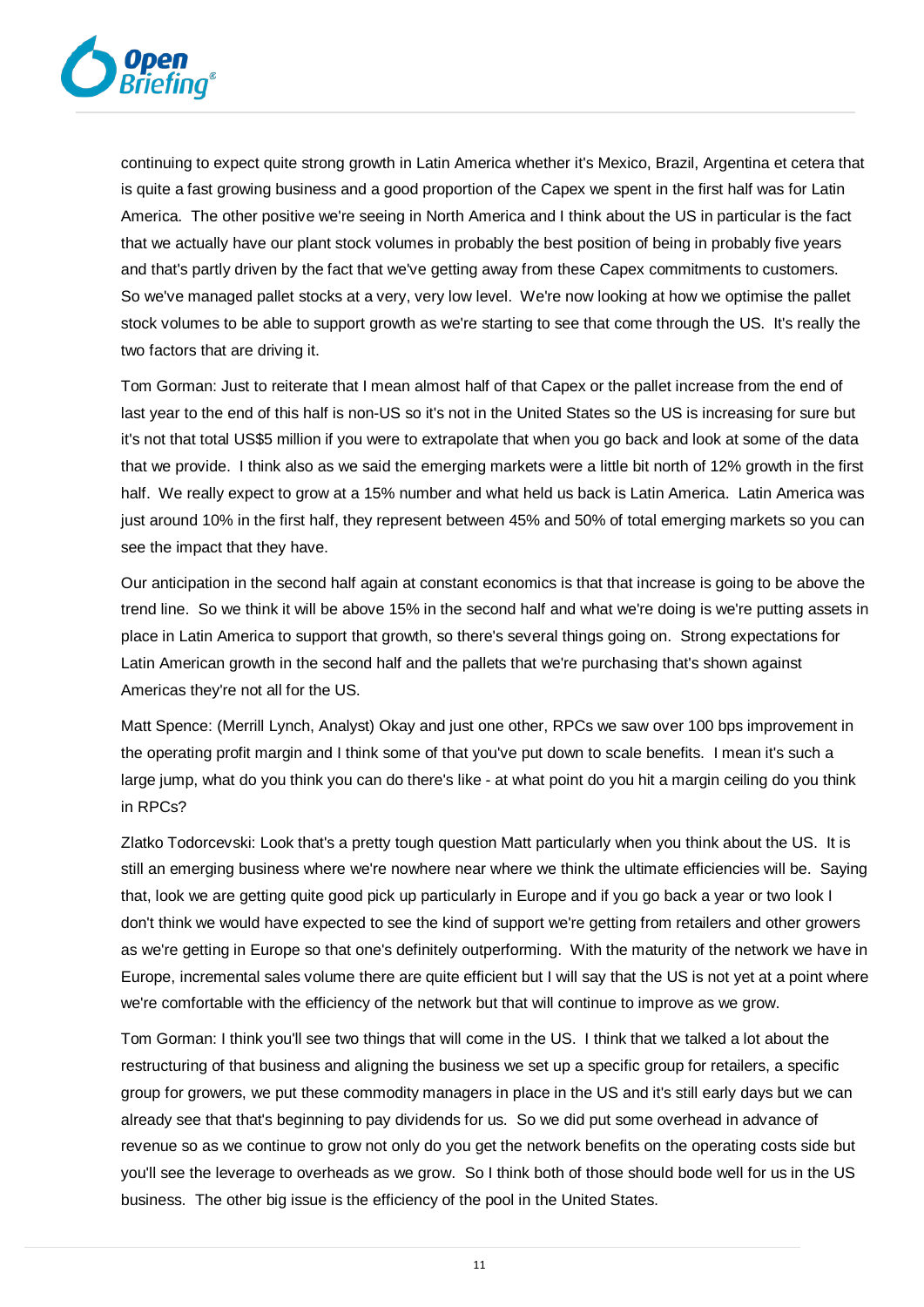continuing to expect quite strong growth in Latin America whether it's Mexico, Brazil, Argentina et cetera that is quite a fast growing business and a good proportion of the Capex we spent in the first half was for Latin America. The other positive we're seeing in North America and I think about the US in particular is the fact that we actually have our plant stock volumes in probably the best position of being in probably five years and that's partly driven by the fact that we've getting away from these Capex commitments to customers. So we've managed pallet stocks at a very, very low level. We're now looking at how we optimise the pallet stock volumes to be able to support growth as we're starting to see that come through the US. It's really the two factors that are driving it.

Tom Gorman: Just to reiterate that I mean almost half of that Capex or the pallet increase from the end of last year to the end of this half is non-US so it's not in the United States so the US is increasing for sure but it's not that total US$5 million if you were to extrapolate that when you go back and look at some of the data that we provide. I think also as we said the emerging markets were a little bit north of 12% growth in the first half. We really expect to grow at a 15% number and what held us back is Latin America. Latin America was just around 10% in the first half, they represent between 45% and 50% of total emerging markets so you can see the impact that they have.

Our anticipation in the second half again at constant economics is that that increase is going to be above the trend line. So we think it will be above 15% in the second half and what we're doing is we're putting assets in place in Latin America to support that growth, so there's several things going on. Strong expectations for Latin American growth in the second half and the pallets that we're purchasing that's shown against Americas they're not all for the US.

Matt Spence: (Merrill Lynch, Analyst) Okay and just one other, RPCs we saw over 100 bps improvement in the operating profit margin and I think some of that you've put down to scale benefits. I mean it's such a large jump, what do you think you can do there's like - at what point do you hit a margin ceiling do you think in RPCs?

Zlatko Todorcevski: Look that's a pretty tough question Matt particularly when you think about the US. It is still an emerging business where we're nowhere near where we think the ultimate efficiencies will be. Saying that, look we are getting quite good pick up particularly in Europe and if you go back a year or two look I don't think we would have expected to see the kind of support we're getting from retailers and other growers as we're getting in Europe so that one's definitely outperforming. With the maturity of the network we have in Europe, incremental sales volume there are quite efficient but I will say that the US is not yet at a point where we're comfortable with the efficiency of the network but that will continue to improve as we grow.

Tom Gorman: I think you'll see two things that will come in the US. I think that we talked a lot about the restructuring of that business and aligning the business we set up a specific group for retailers, a specific group for growers, we put these commodity managers in place in the US and it's still early days but we can already see that that's beginning to pay dividends for us. So we did put some overhead in advance of revenue so as we continue to grow not only do you get the network benefits on the operating costs side but you'll see the leverage to overheads as we grow. So I think both of those should bode well for us in the US business. The other big issue is the efficiency of the pool in the United States.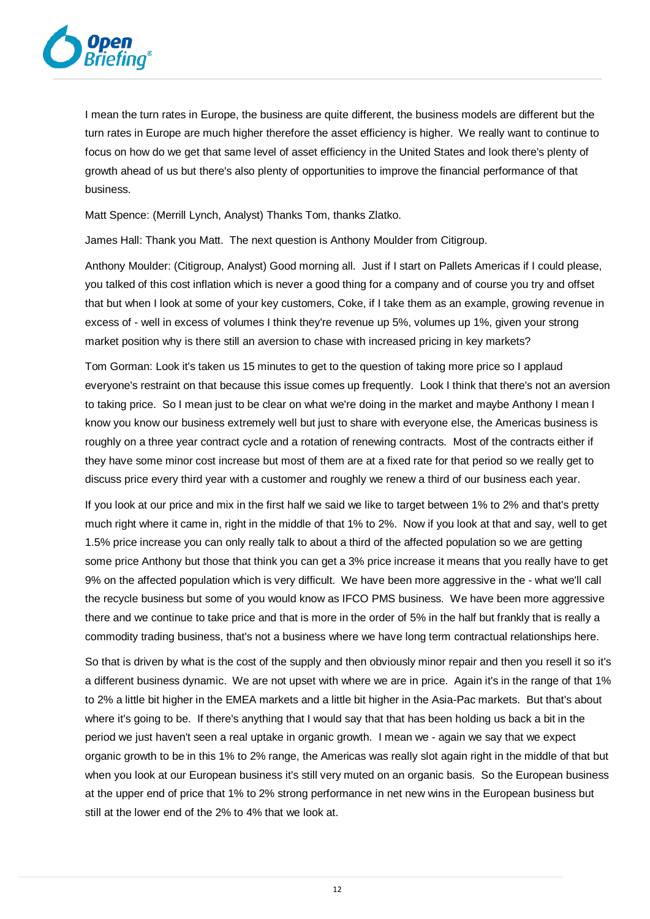I mean the turn rates in Europe, the business are quite different, the business models are different but the turn rates in Europe are much higher therefore the asset efficiency is higher. We really want to continue to focus on how do we get that same level of asset efficiency in the United States and look there's plenty of growth ahead of us but there's also plenty of opportunities to improve the financial performance of that business.

Matt Spence: (Merrill Lynch, Analyst) Thanks Tom, thanks Zlatko.

James Hall: Thank you Matt. The next question is Anthony Moulder from Citigroup.

Anthony Moulder: (Citigroup, Analyst) Good morning all. Just if I start on Pallets Americas if I could please, you talked of this cost inflation which is never a good thing for a company and of course you try and offset that but when I look at some of your key customers, Coke, if I take them as an example, growing revenue in excess of - well in excess of volumes I think they're revenue up 5%, volumes up 1%, given your strong market position why is there still an aversion to chase with increased pricing in key markets?

Tom Gorman: Look it's taken us 15 minutes to get to the question of taking more price so I applaud everyone's restraint on that because this issue comes up frequently. Look I think that there's not an aversion to taking price. So I mean just to be clear on what we're doing in the market and maybe Anthony I mean I know you know our business extremely well but just to share with everyone else, the Americas business is roughly on a three year contract cycle and a rotation of renewing contracts. Most of the contracts either if they have some minor cost increase but most of them are at a fixed rate for that period so we really get to discuss price every third year with a customer and roughly we renew a third of our business each year.

If you look at our price and mix in the first half we said we like to target between 1% to 2% and that's pretty much right where it came in, right in the middle of that 1% to 2%. Now if you look at that and say, well to get 1.5% price increase you can only really talk to about a third of the affected population so we are getting some price Anthony but those that think you can get a 3% price increase it means that you really have to get 9% on the affected population which is very difficult. We have been more aggressive in the - what we'll call the recycle business but some of you would know as IFCO PMS business. We have been more aggressive there and we continue to take price and that is more in the order of 5% in the half but frankly that is really a commodity trading business, that's not a business where we have long term contractual relationships here.

So that is driven by what is the cost of the supply and then obviously minor repair and then you resell it so it's a different business dynamic. We are not upset with where we are in price. Again it's in the range of that 1% to 2% a little bit higher in the EMEA markets and a little bit higher in the Asia-Pac markets. But that's about where it's going to be. If there's anything that I would say that that has been holding us back a bit in the period we just haven't seen a real uptake in organic growth. I mean we - again we say that we expect organic growth to be in this 1% to 2% range, the Americas was really slot again right in the middle of that but when you look at our European business it's still very muted on an organic basis. So the European business at the upper end of price that 1% to 2% strong performance in net new wins in the European business but still at the lower end of the 2% to 4% that we look at.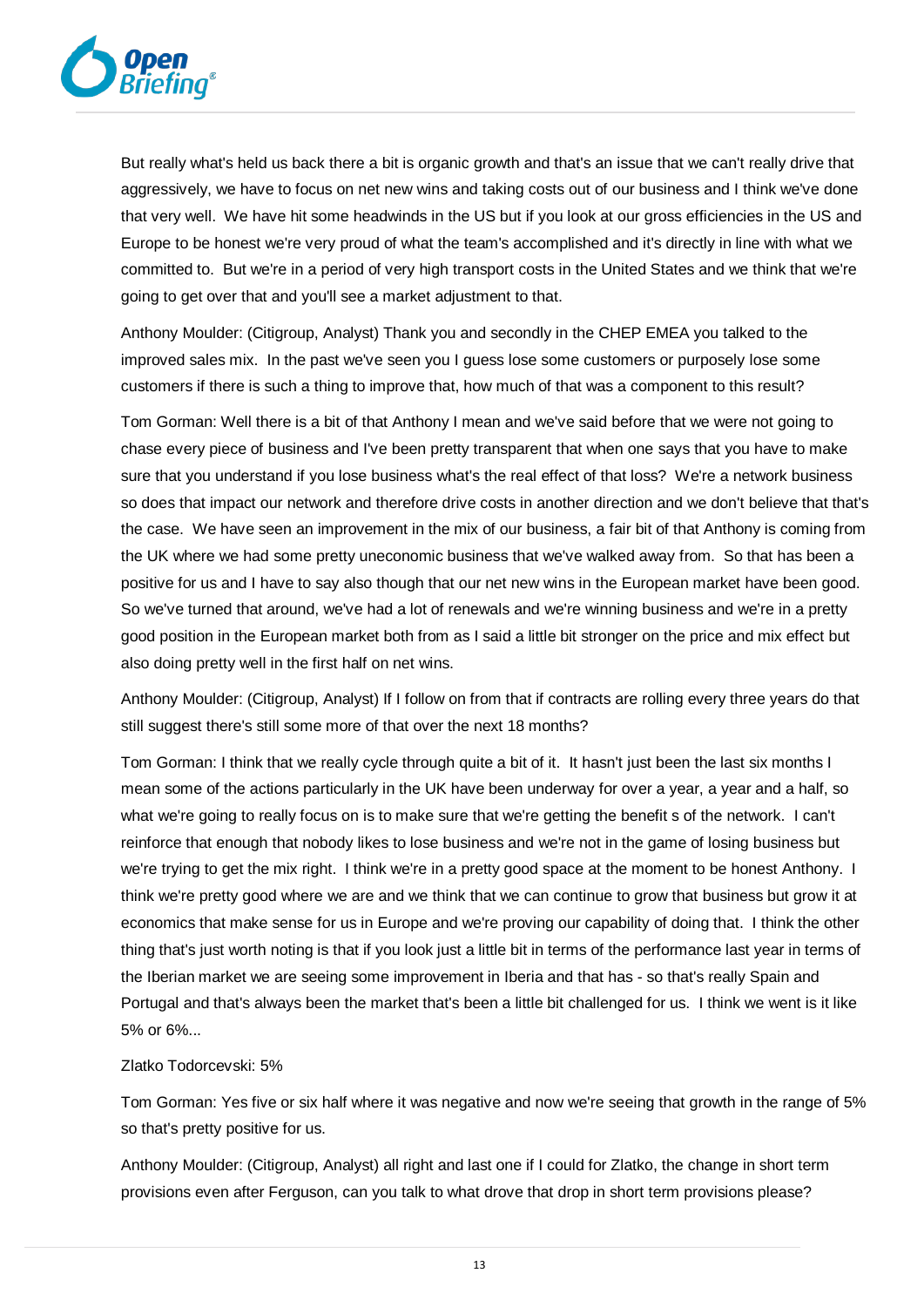But really what's held us back there a bit is organic growth and that's an issue that we can't really drive that aggressively, we have to focus on net new wins and taking costs out of our business and I think we've done that very well. We have hit some headwinds in the US but if you look at our gross efficiencies in the US and Europe to be honest we're very proud of what the team's accomplished and it's directly in line with what we committed to. But we're in a period of very high transport costs in the United States and we think that we're going to get over that and you'll see a market adjustment to that.

Anthony Moulder: (Citigroup, Analyst) Thank you and secondly in the CHEP EMEA you talked to the improved sales mix. In the past we've seen you I guess lose some customers or purposely lose some customers if there is such a thing to improve that, how much of that was a component to this result?

Tom Gorman: Well there is a bit of that Anthony I mean and we've said before that we were not going to chase every piece of business and I've been pretty transparent that when one says that you have to make sure that you understand if you lose business what's the real effect of that loss? We're a network business so does that impact our network and therefore drive costs in another direction and we don't believe that that's the case. We have seen an improvement in the mix of our business, a fair bit of that Anthony is coming from the UK where we had some pretty uneconomic business that we've walked away from. So that has been a positive for us and I have to say also though that our net new wins in the European market have been good. So we've turned that around, we've had a lot of renewals and we're winning business and we're in a pretty good position in the European market both from as I said a little bit stronger on the price and mix effect but also doing pretty well in the first half on net wins.

Anthony Moulder: (Citigroup, Analyst) If I follow on from that if contracts are rolling every three years do that still suggest there's still some more of that over the next 18 months?

Tom Gorman: I think that we really cycle through quite a bit of it. It hasn't just been the last six months I mean some of the actions particularly in the UK have been underway for over a year, a year and a half, so what we're going to really focus on is to make sure that we're getting the benefit s of the network. I can't reinforce that enough that nobody likes to lose business and we're not in the game of losing business but we're trying to get the mix right. I think we're in a pretty good space at the moment to be honest Anthony. I think we're pretty good where we are and we think that we can continue to grow that business but grow it at economics that make sense for us in Europe and we're proving our capability of doing that. I think the other thing that's just worth noting is that if you look just a little bit in terms of the performance last year in terms of the Iberian market we are seeing some improvement in Iberia and that has - so that's really Spain and Portugal and that's always been the market that's been a little bit challenged for us. I think we went is it like 5% or 6%...

Zlatko Todorcevski: 5%

Tom Gorman: Yes five or six half where it was negative and now we're seeing that growth in the range of 5% so that's pretty positive for us.

Anthony Moulder: (Citigroup, Analyst) all right and last one if I could for Zlatko, the change in short term provisions even after Ferguson, can you talk to what drove that drop in short term provisions please?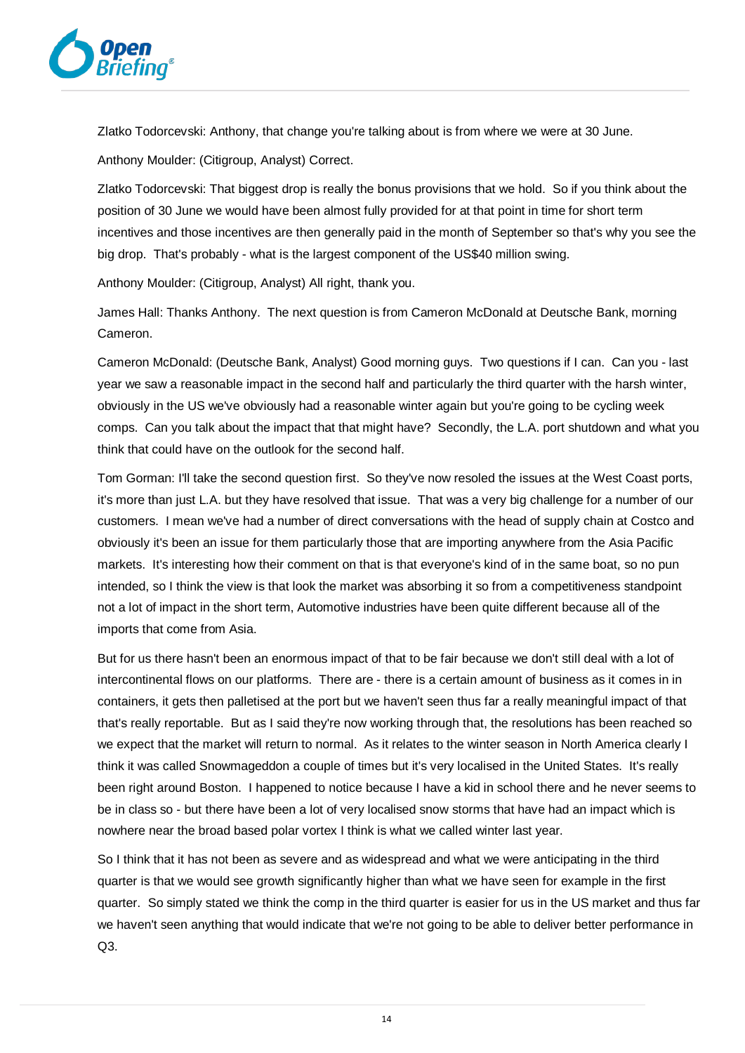Zlatko Todorcevski: Anthony, that change you're talking about is from where we were at 30 June.

Anthony Moulder: (Citigroup, Analyst) Correct.

Zlatko Todorcevski: That biggest drop is really the bonus provisions that we hold. So if you think about the position of 30 June we would have been almost fully provided for at that point in time for short term incentives and those incentives are then generally paid in the month of September so that's why you see the big drop. That's probably - what is the largest component of the US$40 million swing.

Anthony Moulder: (Citigroup, Analyst) All right, thank you.

James Hall: Thanks Anthony. The next question is from Cameron McDonald at Deutsche Bank, morning Cameron.

Cameron McDonald: (Deutsche Bank, Analyst) Good morning guys. Two questions if I can. Can you - last year we saw a reasonable impact in the second half and particularly the third quarter with the harsh winter, obviously in the US we've obviously had a reasonable winter again but you're going to be cycling week comps. Can you talk about the impact that that might have? Secondly, the L.A. port shutdown and what you think that could have on the outlook for the second half.

Tom Gorman: I'll take the second question first. So they've now resoled the issues at the West Coast ports, it's more than just L.A. but they have resolved that issue. That was a very big challenge for a number of our customers. I mean we've had a number of direct conversations with the head of supply chain at Costco and obviously it's been an issue for them particularly those that are importing anywhere from the Asia Pacific markets. It's interesting how their comment on that is that everyone's kind of in the same boat, so no pun intended, so I think the view is that look the market was absorbing it so from a competitiveness standpoint not a lot of impact in the short term, Automotive industries have been quite different because all of the imports that come from Asia.

But for us there hasn't been an enormous impact of that to be fair because we don't still deal with a lot of intercontinental flows on our platforms. There are - there is a certain amount of business as it comes in in containers, it gets then palletised at the port but we haven't seen thus far a really meaningful impact of that that's really reportable. But as I said they're now working through that, the resolutions has been reached so we expect that the market will return to normal. As it relates to the winter season in North America clearly I think it was called Snowmageddon a couple of times but it's very localised in the United States. It's really been right around Boston. I happened to notice because I have a kid in school there and he never seems to be in class so - but there have been a lot of very localised snow storms that have had an impact which is nowhere near the broad based polar vortex I think is what we called winter last year.

So I think that it has not been as severe and as widespread and what we were anticipating in the third quarter is that we would see growth significantly higher than what we have seen for example in the first quarter. So simply stated we think the comp in the third quarter is easier for us in the US market and thus far we haven't seen anything that would indicate that we're not going to be able to deliver better performance in Q3.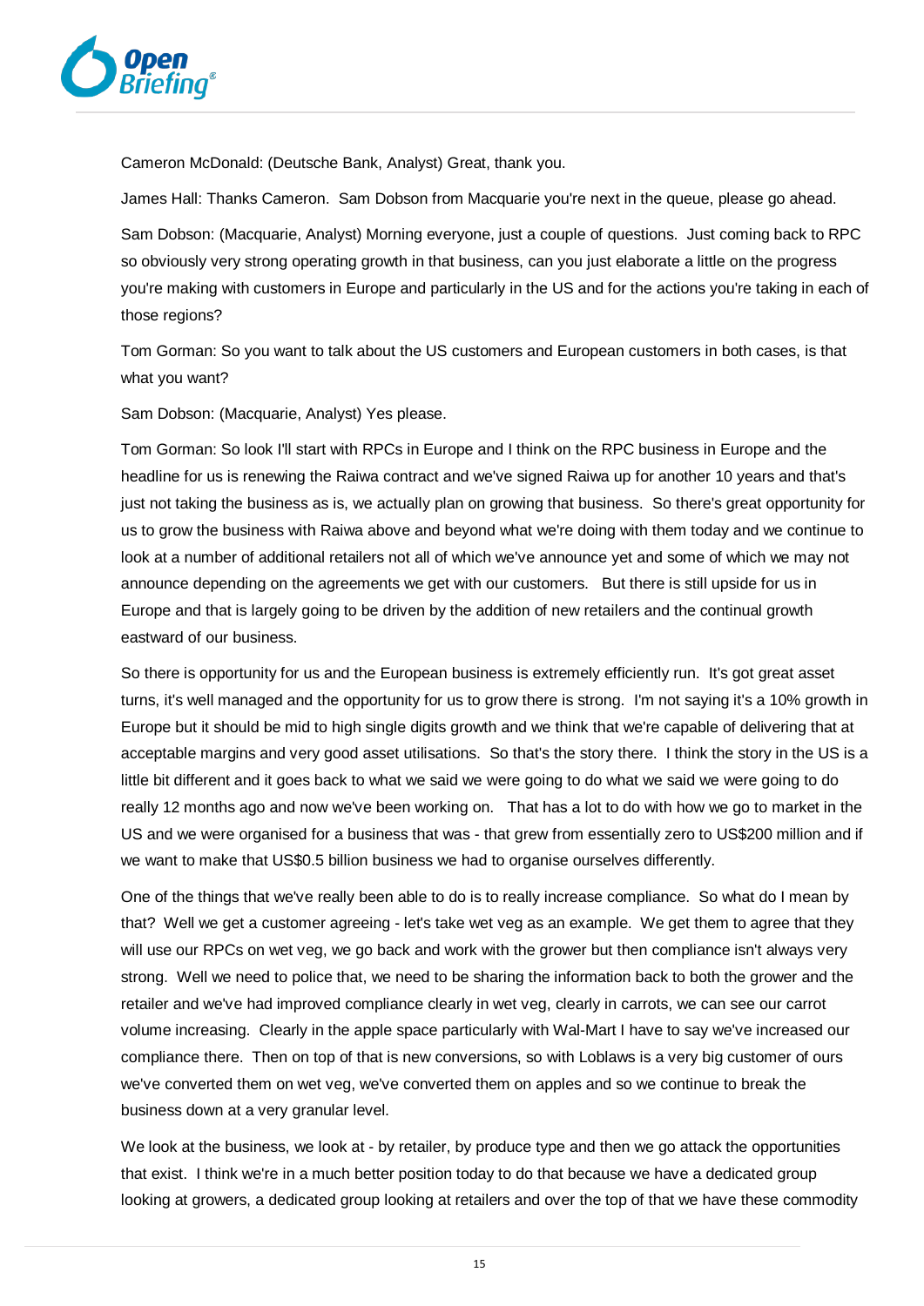Cameron McDonald: (Deutsche Bank, Analyst) Great, thank you.

James Hall: Thanks Cameron. Sam Dobson from Macquarie you're next in the queue, please go ahead.

Sam Dobson: (Macquarie, Analyst) Morning everyone, just a couple of questions. Just coming back to RPC so obviously very strong operating growth in that business, can you just elaborate a little on the progress you're making with customers in Europe and particularly in the US and for the actions you're taking in each of those regions?

Tom Gorman: So you want to talk about the US customers and European customers in both cases, is that what you want?

Sam Dobson: (Macquarie, Analyst) Yes please.

Tom Gorman: So look I'll start with RPCs in Europe and I think on the RPC business in Europe and the headline for us is renewing the Raiwa contract and we've signed Raiwa up for another 10 years and that's just not taking the business as is, we actually plan on growing that business. So there's great opportunity for us to grow the business with Raiwa above and beyond what we're doing with them today and we continue to look at a number of additional retailers not all of which we've announce yet and some of which we may not announce depending on the agreements we get with our customers. But there is still upside for us in Europe and that is largely going to be driven by the addition of new retailers and the continual growth eastward of our business.

So there is opportunity for us and the European business is extremely efficiently run. It's got great asset turns, it's well managed and the opportunity for us to grow there is strong. I'm not saying it's a 10% growth in Europe but it should be mid to high single digits growth and we think that we're capable of delivering that at acceptable margins and very good asset utilisations. So that's the story there. I think the story in the US is a little bit different and it goes back to what we said we were going to do what we said we were going to do really 12 months ago and now we've been working on. That has a lot to do with how we go to market in the US and we were organised for a business that was - that grew from essentially zero to US$200 million and if we want to make that US$0.5 billion business we had to organise ourselves differently.

One of the things that we've really been able to do is to really increase compliance. So what do I mean by that? Well we get a customer agreeing - let's take wet veg as an example. We get them to agree that they will use our RPCs on wet veg, we go back and work with the grower but then compliance isn't always very strong. Well we need to police that, we need to be sharing the information back to both the grower and the retailer and we've had improved compliance clearly in wet veg, clearly in carrots, we can see our carrot volume increasing. Clearly in the apple space particularly with Wal-Mart I have to say we've increased our compliance there. Then on top of that is new conversions, so with Loblaws is a very big customer of ours we've converted them on wet veg, we've converted them on apples and so we continue to break the business down at a very granular level.

We look at the business, we look at - by retailer, by produce type and then we go attack the opportunities that exist. I think we're in a much better position today to do that because we have a dedicated group looking at growers, a dedicated group looking at retailers and over the top of that we have these commodity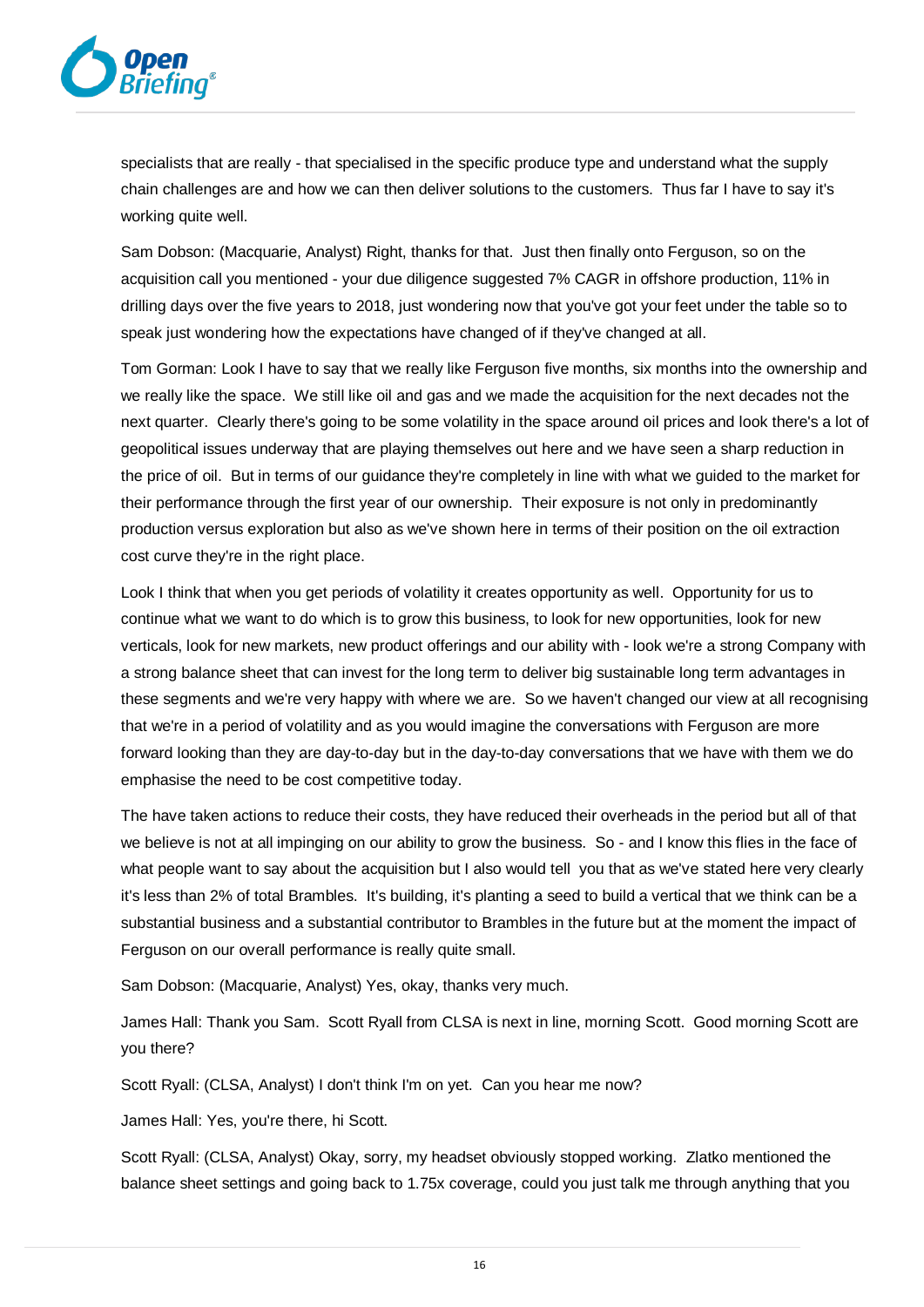specialists that are really - that specialised in the specific produce type and understand what the supply chain challenges are and how we can then deliver solutions to the customers. Thus far I have to say it's working quite well.

Sam Dobson: (Macquarie, Analyst) Right, thanks for that. Just then finally onto Ferguson, so on the acquisition call you mentioned - your due diligence suggested 7% CAGR in offshore production, 11% in drilling days over the five years to 2018, just wondering now that you've got your feet under the table so to speak just wondering how the expectations have changed of if they've changed at all.

Tom Gorman: Look I have to say that we really like Ferguson five months, six months into the ownership and we really like the space. We still like oil and gas and we made the acquisition for the next decades not the next quarter. Clearly there's going to be some volatility in the space around oil prices and look there's a lot of geopolitical issues underway that are playing themselves out here and we have seen a sharp reduction in the price of oil. But in terms of our guidance they're completely in line with what we guided to the market for their performance through the first year of our ownership. Their exposure is not only in predominantly production versus exploration but also as we've shown here in terms of their position on the oil extraction cost curve they're in the right place.

Look I think that when you get periods of volatility it creates opportunity as well. Opportunity for us to continue what we want to do which is to grow this business, to look for new opportunities, look for new verticals, look for new markets, new product offerings and our ability with - look we're a strong Company with a strong balance sheet that can invest for the long term to deliver big sustainable long term advantages in these segments and we're very happy with where we are. So we haven't changed our view at all recognising that we're in a period of volatility and as you would imagine the conversations with Ferguson are more forward looking than they are day-to-day but in the day-to-day conversations that we have with them we do emphasise the need to be cost competitive today.

The have taken actions to reduce their costs, they have reduced their overheads in the period but all of that we believe is not at all impinging on our ability to grow the business. So - and I know this flies in the face of what people want to say about the acquisition but I also would tell you that as we've stated here very clearly it's less than 2% of total Brambles. It's building, it's planting a seed to build a vertical that we think can be a substantial business and a substantial contributor to Brambles in the future but at the moment the impact of Ferguson on our overall performance is really quite small.

Sam Dobson: (Macquarie, Analyst) Yes, okay, thanks very much.

James Hall: Thank you Sam. Scott Ryall from CLSA is next in line, morning Scott. Good morning Scott are you there?

Scott Ryall: (CLSA, Analyst) I don't think I'm on yet. Can you hear me now?

James Hall: Yes, you're there, hi Scott.

Scott Ryall: (CLSA, Analyst) Okay, sorry, my headset obviously stopped working. Zlatko mentioned the balance sheet settings and going back to 1.75x coverage, could you just talk me through anything that you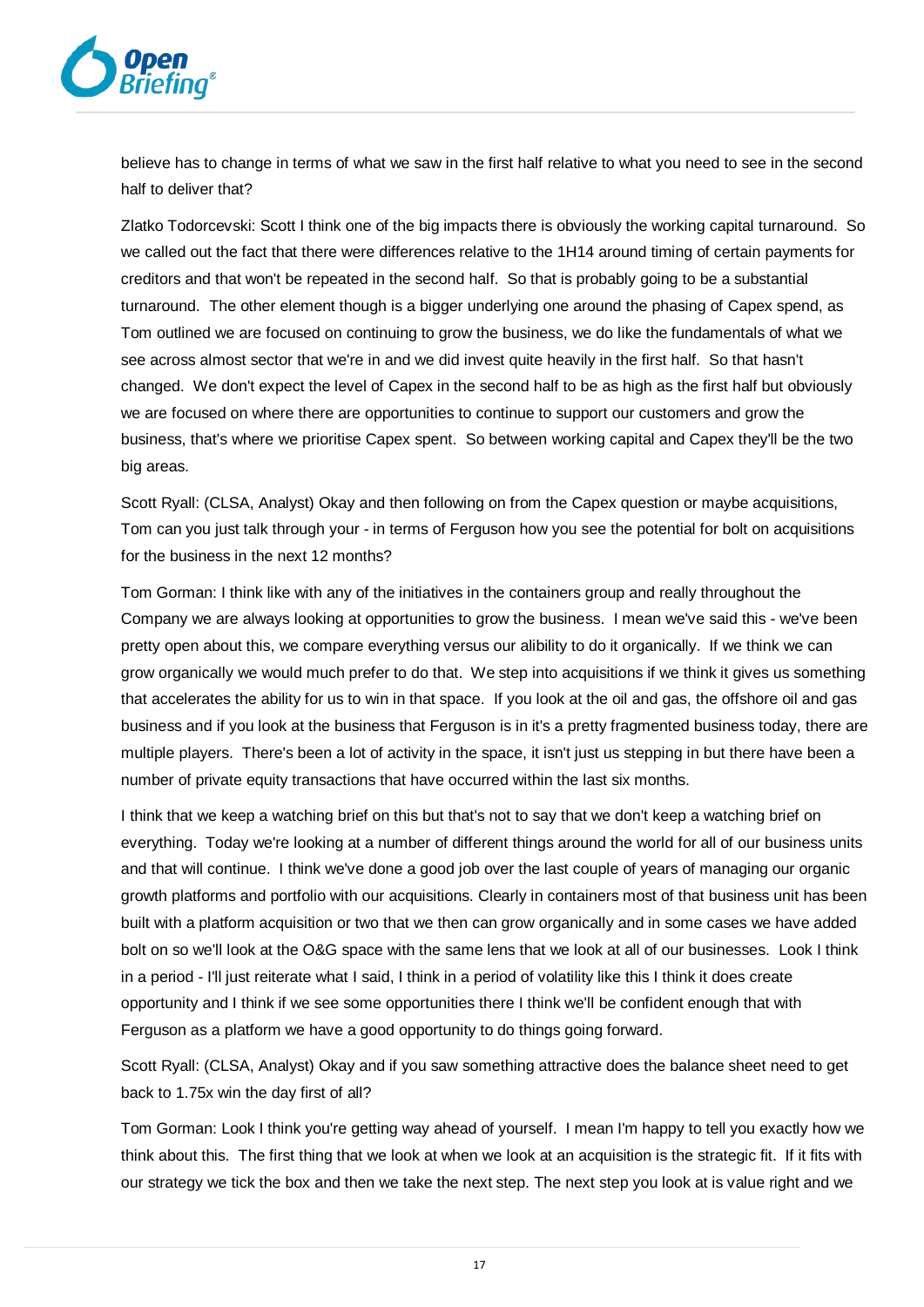believe has to change in terms of what we saw in the first half relative to what you need to see in the second half to deliver that?

Zlatko Todorcevski: Scott I think one of the big impacts there is obviously the working capital turnaround. So we called out the fact that there were differences relative to the 1H14 around timing of certain payments for creditors and that won't be repeated in the second half. So that is probably going to be a substantial turnaround. The other element though is a bigger underlying one around the phasing of Capex spend, as Tom outlined we are focused on continuing to grow the business, we do like the fundamentals of what we see across almost sector that we're in and we did invest quite heavily in the first half. So that hasn't changed. We don't expect the level of Capex in the second half to be as high as the first half but obviously we are focused on where there are opportunities to continue to support our customers and grow the business, that's where we prioritise Capex spent. So between working capital and Capex they'll be the two big areas.

Scott Ryall: (CLSA, Analyst) Okay and then following on from the Capex question or maybe acquisitions, Tom can you just talk through your - in terms of Ferguson how you see the potential for bolt on acquisitions for the business in the next 12 months?

Tom Gorman: I think like with any of the initiatives in the containers group and really throughout the Company we are always looking at opportunities to grow the business. I mean we've said this - we've been pretty open about this, we compare everything versus our alibility to do it organically. If we think we can grow organically we would much prefer to do that. We step into acquisitions if we think it gives us something that accelerates the ability for us to win in that space. If you look at the oil and gas, the offshore oil and gas business and if you look at the business that Ferguson is in it's a pretty fragmented business today, there are multiple players. There's been a lot of activity in the space, it isn't just us stepping in but there have been a number of private equity transactions that have occurred within the last six months.

I think that we keep a watching brief on this but that's not to say that we don't keep a watching brief on everything. Today we're looking at a number of different things around the world for all of our business units and that will continue. I think we've done a good job over the last couple of years of managing our organic growth platforms and portfolio with our acquisitions. Clearly in containers most of that business unit has been built with a platform acquisition or two that we then can grow organically and in some cases we have added bolt on so we'll look at the O&G space with the same lens that we look at all of our businesses. Look I think in a period - I'll just reiterate what I said, I think in a period of volatility like this I think it does create opportunity and I think if we see some opportunities there I think we'll be confident enough that with Ferguson as a platform we have a good opportunity to do things going forward.

Scott Ryall: (CLSA, Analyst) Okay and if you saw something attractive does the balance sheet need to get back to 1.75x win the day first of all?

Tom Gorman: Look I think you're getting way ahead of yourself. I mean I'm happy to tell you exactly how we think about this. The first thing that we look at when we look at an acquisition is the strategic fit. If it fits with our strategy we tick the box and then we take the next step. The next step you look at is value right and we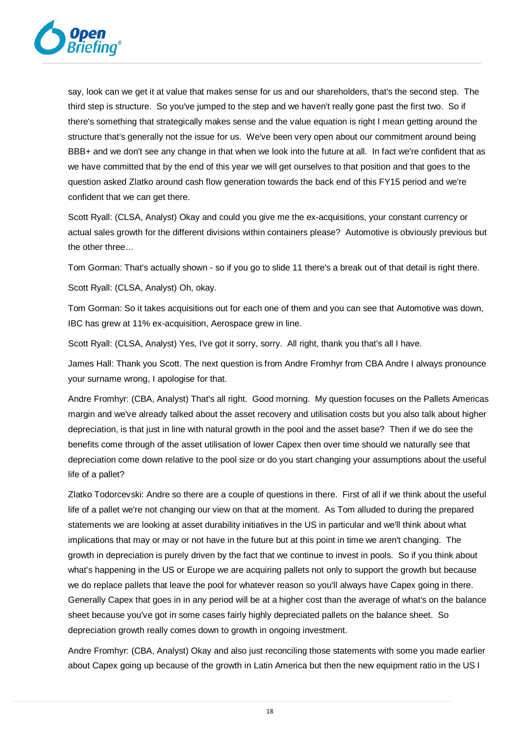say, look can we get it at value that makes sense for us and our shareholders, that's the second step. The third step is structure. So you've jumped to the step and we haven't really gone past the first two. So if there's something that strategically makes sense and the value equation is right I mean getting around the structure that's generally not the issue for us. We've been very open about our commitment around being BBB+ and we don't see any change in that when we look into the future at all. In fact we're confident that as we have committed that by the end of this year we will get ourselves to that position and that goes to the question asked Zlatko around cash flow generation towards the back end of this FY15 period and we're confident that we can get there.

Scott Ryall: (CLSA, Analyst) Okay and could you give me the ex-acquisitions, your constant currency or actual sales growth for the different divisions within containers please? Automotive is obviously previous but the other three…

Tom Gorman: That's actually shown - so if you go to slide 11 there's a break out of that detail is right there.

Scott Ryall: (CLSA, Analyst) Oh, okay.

Tom Gorman: So it takes acquisitions out for each one of them and you can see that Automotive was down, IBC has grew at 11% ex-acquisition, Aerospace grew in line.

Scott Ryall: (CLSA, Analyst) Yes, I've got it sorry, sorry. All right, thank you that's all I have.

James Hall: Thank you Scott. The next question is from Andre Fromhyr from CBA Andre I always pronounce your surname wrong, I apologise for that.

Andre Fromhyr: (CBA, Analyst) That's all right. Good morning. My question focuses on the Pallets Americas margin and we've already talked about the asset recovery and utilisation costs but you also talk about higher depreciation, is that just in line with natural growth in the pool and the asset base? Then if we do see the benefits come through of the asset utilisation of lower Capex then over time should we naturally see that depreciation come down relative to the pool size or do you start changing your assumptions about the useful life of a pallet?

Zlatko Todorcevski: Andre so there are a couple of questions in there. First of all if we think about the useful life of a pallet we're not changing our view on that at the moment. As Tom alluded to during the prepared statements we are looking at asset durability initiatives in the US in particular and we'll think about what implications that may or may or not have in the future but at this point in time we aren't changing. The growth in depreciation is purely driven by the fact that we continue to invest in pools. So if you think about what's happening in the US or Europe we are acquiring pallets not only to support the growth but because we do replace pallets that leave the pool for whatever reason so you'll always have Capex going in there. Generally Capex that goes in in any period will be at a higher cost than the average of what's on the balance sheet because you've got in some cases fairly highly depreciated pallets on the balance sheet. So depreciation growth really comes down to growth in ongoing investment.

Andre Fromhyr: (CBA, Analyst) Okay and also just reconciling those statements with some you made earlier about Capex going up because of the growth in Latin America but then the new equipment ratio in the US I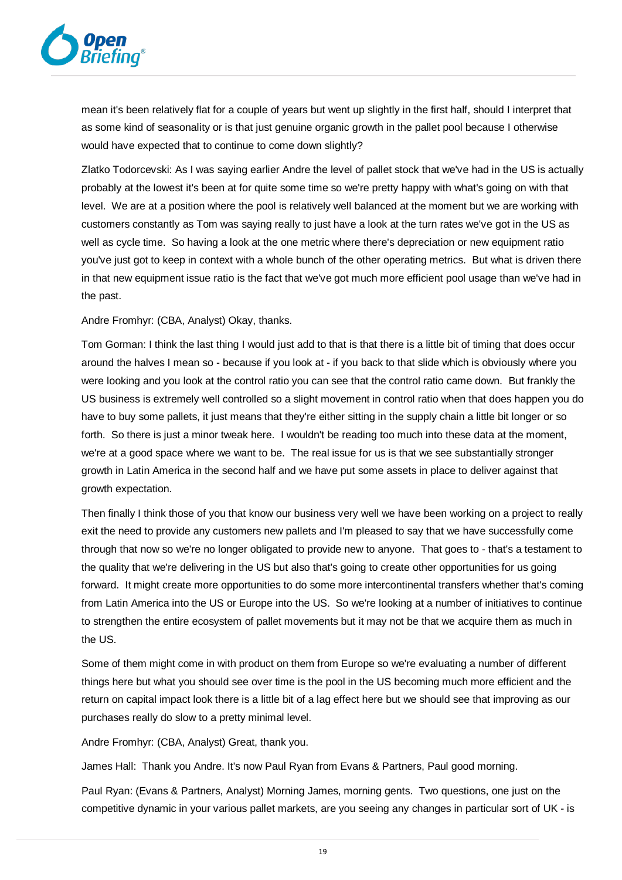mean it's been relatively flat for a couple of years but went up slightly in the first half, should I interpret that as some kind of seasonality or is that just genuine organic growth in the pallet pool because I otherwise would have expected that to continue to come down slightly?

Zlatko Todorcevski: As I was saying earlier Andre the level of pallet stock that we've had in the US is actually probably at the lowest it's been at for quite some time so we're pretty happy with what's going on with that level. We are at a position where the pool is relatively well balanced at the moment but we are working with customers constantly as Tom was saying really to just have a look at the turn rates we've got in the US as well as cycle time. So having a look at the one metric where there's depreciation or new equipment ratio you've just got to keep in context with a whole bunch of the other operating metrics. But what is driven there in that new equipment issue ratio is the fact that we've got much more efficient pool usage than we've had in the past.

Andre Fromhyr: (CBA, Analyst) Okay, thanks.

Tom Gorman: I think the last thing I would just add to that is that there is a little bit of timing that does occur around the halves I mean so - because if you look at - if you back to that slide which is obviously where you were looking and you look at the control ratio you can see that the control ratio came down. But frankly the US business is extremely well controlled so a slight movement in control ratio when that does happen you do have to buy some pallets, it just means that they're either sitting in the supply chain a little bit longer or so forth. So there is just a minor tweak here. I wouldn't be reading too much into these data at the moment, we're at a good space where we want to be. The real issue for us is that we see substantially stronger growth in Latin America in the second half and we have put some assets in place to deliver against that growth expectation.

Then finally I think those of you that know our business very well we have been working on a project to really exit the need to provide any customers new pallets and I'm pleased to say that we have successfully come through that now so we're no longer obligated to provide new to anyone. That goes to - that's a testament to the quality that we're delivering in the US but also that's going to create other opportunities for us going forward. It might create more opportunities to do some more intercontinental transfers whether that's coming from Latin America into the US or Europe into the US. So we're looking at a number of initiatives to continue to strengthen the entire ecosystem of pallet movements but it may not be that we acquire them as much in the US.

Some of them might come in with product on them from Europe so we're evaluating a number of different things here but what you should see over time is the pool in the US becoming much more efficient and the return on capital impact look there is a little bit of a lag effect here but we should see that improving as our purchases really do slow to a pretty minimal level.

Andre Fromhyr: (CBA, Analyst) Great, thank you.

James Hall: Thank you Andre. It's now Paul Ryan from Evans & Partners, Paul good morning.

Paul Ryan: (Evans & Partners, Analyst) Morning James, morning gents. Two questions, one just on the competitive dynamic in your various pallet markets, are you seeing any changes in particular sort of UK - is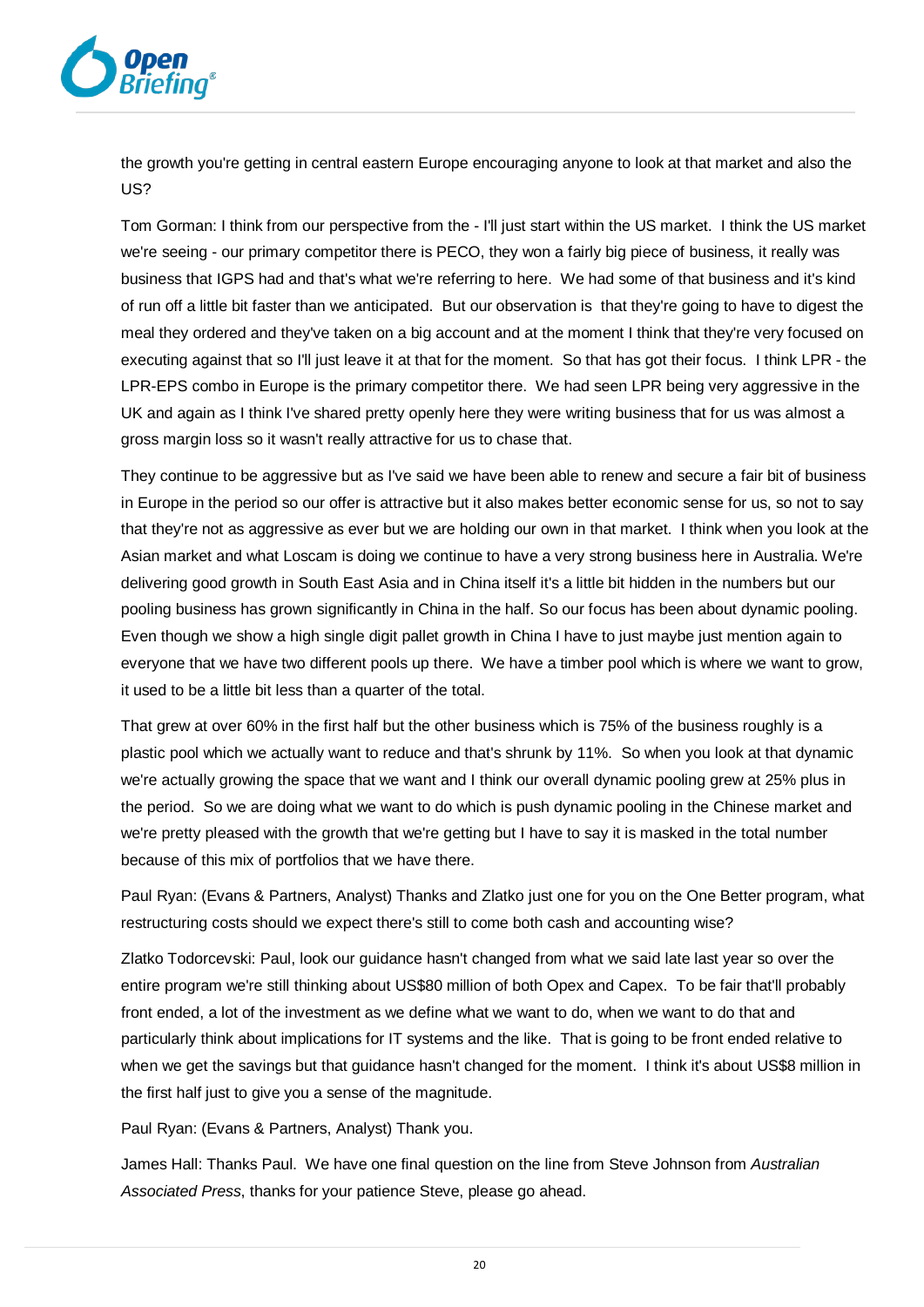the growth you're getting in central eastern Europe encouraging anyone to look at that market and also the US?

Tom Gorman: I think from our perspective from the - I'll just start within the US market. I think the US market we're seeing - our primary competitor there is PECO, they won a fairly big piece of business, it really was business that IGPS had and that's what we're referring to here. We had some of that business and it's kind of run off a little bit faster than we anticipated. But our observation is that they're going to have to digest the meal they ordered and they've taken on a big account and at the moment I think that they're very focused on executing against that so I'll just leave it at that for the moment. So that has got their focus. I think LPR - the LPR-EPS combo in Europe is the primary competitor there. We had seen LPR being very aggressive in the UK and again as I think I've shared pretty openly here they were writing business that for us was almost a gross margin loss so it wasn't really attractive for us to chase that.

They continue to be aggressive but as I've said we have been able to renew and secure a fair bit of business in Europe in the period so our offer is attractive but it also makes better economic sense for us, so not to say that they're not as aggressive as ever but we are holding our own in that market. I think when you look at the Asian market and what Loscam is doing we continue to have a very strong business here in Australia. We're delivering good growth in South East Asia and in China itself it's a little bit hidden in the numbers but our pooling business has grown significantly in China in the half. So our focus has been about dynamic pooling. Even though we show a high single digit pallet growth in China I have to just maybe just mention again to everyone that we have two different pools up there. We have a timber pool which is where we want to grow, it used to be a little bit less than a quarter of the total.

That grew at over 60% in the first half but the other business which is 75% of the business roughly is a plastic pool which we actually want to reduce and that's shrunk by 11%. So when you look at that dynamic we're actually growing the space that we want and I think our overall dynamic pooling grew at 25% plus in the period. So we are doing what we want to do which is push dynamic pooling in the Chinese market and we're pretty pleased with the growth that we're getting but I have to say it is masked in the total number because of this mix of portfolios that we have there.

Paul Ryan: (Evans & Partners, Analyst) Thanks and Zlatko just one for you on the One Better program, what restructuring costs should we expect there's still to come both cash and accounting wise?

Zlatko Todorcevski: Paul, look our guidance hasn't changed from what we said late last year so over the entire program we're still thinking about US$80 million of both Opex and Capex. To be fair that'll probably front ended, a lot of the investment as we define what we want to do, when we want to do that and particularly think about implications for IT systems and the like. That is going to be front ended relative to when we get the savings but that guidance hasn't changed for the moment. I think it's about US$8 million in the first half just to give you a sense of the magnitude.

Paul Ryan: (Evans & Partners, Analyst) Thank you.

James Hall: Thanks Paul. We have one final question on the line from Steve Johnson from *Australian Associated Press*, thanks for your patience Steve, please go ahead.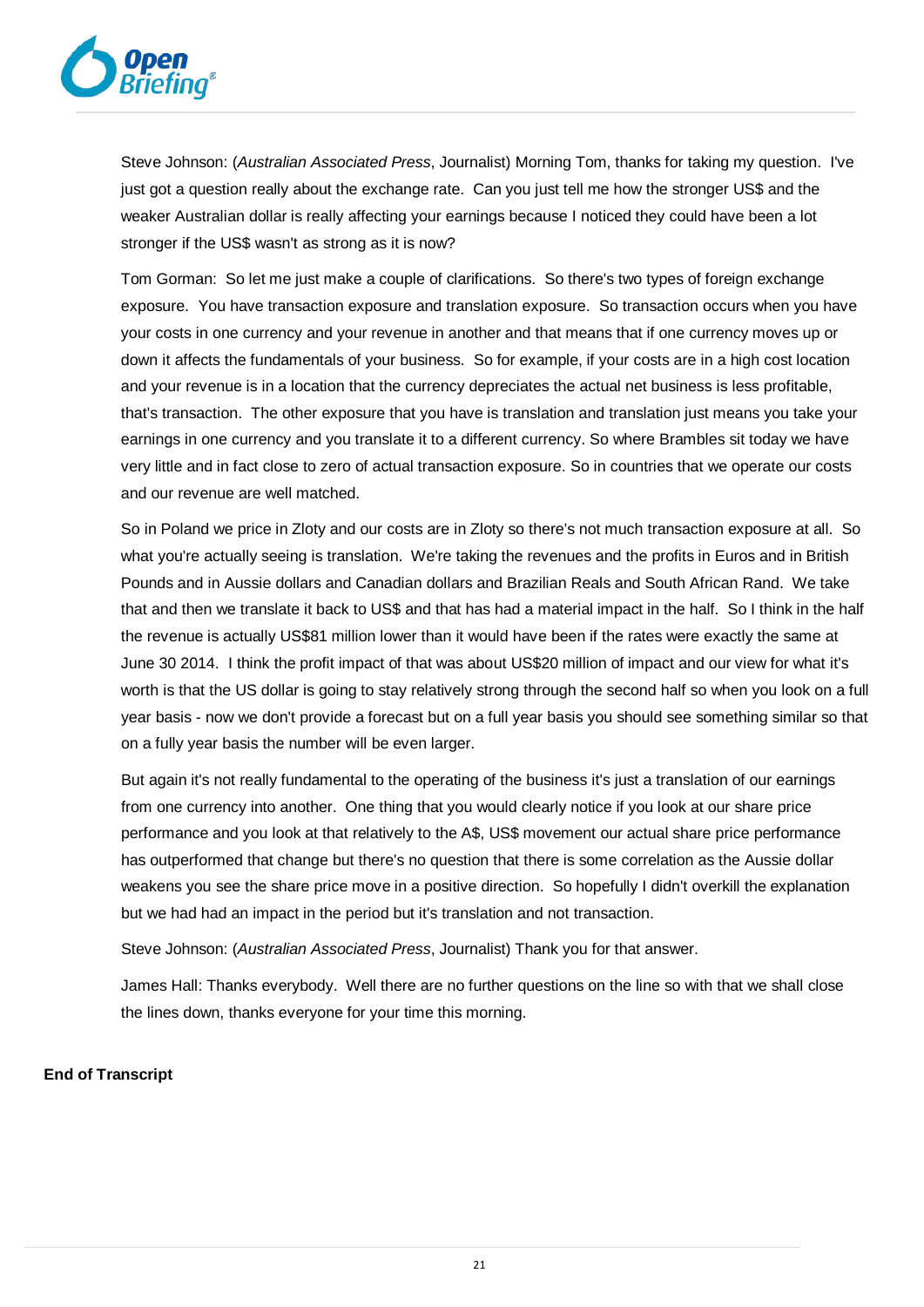Steve Johnson: (*Australian Associated Press*, Journalist) Morning Tom, thanks for taking my question. I've just got a question really about the exchange rate. Can you just tell me how the stronger US$ and the weaker Australian dollar is really affecting your earnings because I noticed they could have been a lot stronger if the US$ wasn't as strong as it is now?

Tom Gorman: So let me just make a couple of clarifications. So there's two types of foreign exchange exposure. You have transaction exposure and translation exposure. So transaction occurs when you have your costs in one currency and your revenue in another and that means that if one currency moves up or down it affects the fundamentals of your business. So for example, if your costs are in a high cost location and your revenue is in a location that the currency depreciates the actual net business is less profitable, that's transaction. The other exposure that you have is translation and translation just means you take your earnings in one currency and you translate it to a different currency. So where Brambles sit today we have very little and in fact close to zero of actual transaction exposure. So in countries that we operate our costs and our revenue are well matched.

So in Poland we price in Zloty and our costs are in Zloty so there's not much transaction exposure at all. So what you're actually seeing is translation. We're taking the revenues and the profits in Euros and in British Pounds and in Aussie dollars and Canadian dollars and Brazilian Reals and South African Rand. We take that and then we translate it back to US$ and that has had a material impact in the half. So I think in the half the revenue is actually US$81 million lower than it would have been if the rates were exactly the same at June 30 2014. I think the profit impact of that was about US$20 million of impact and our view for what it's worth is that the US dollar is going to stay relatively strong through the second half so when you look on a full year basis - now we don't provide a forecast but on a full year basis you should see something similar so that on a fully year basis the number will be even larger.

But again it's not really fundamental to the operating of the business it's just a translation of our earnings from one currency into another. One thing that you would clearly notice if you look at our share price performance and you look at that relatively to the A$, US$ movement our actual share price performance has outperformed that change but there's no question that there is some correlation as the Aussie dollar weakens you see the share price move in a positive direction. So hopefully I didn't overkill the explanation but we had had an impact in the period but it's translation and not transaction.

Steve Johnson: (*Australian Associated Press*, Journalist) Thank you for that answer.

James Hall: Thanks everybody. Well there are no further questions on the line so with that we shall close the lines down, thanks everyone for your time this morning.

**End of Transcript**